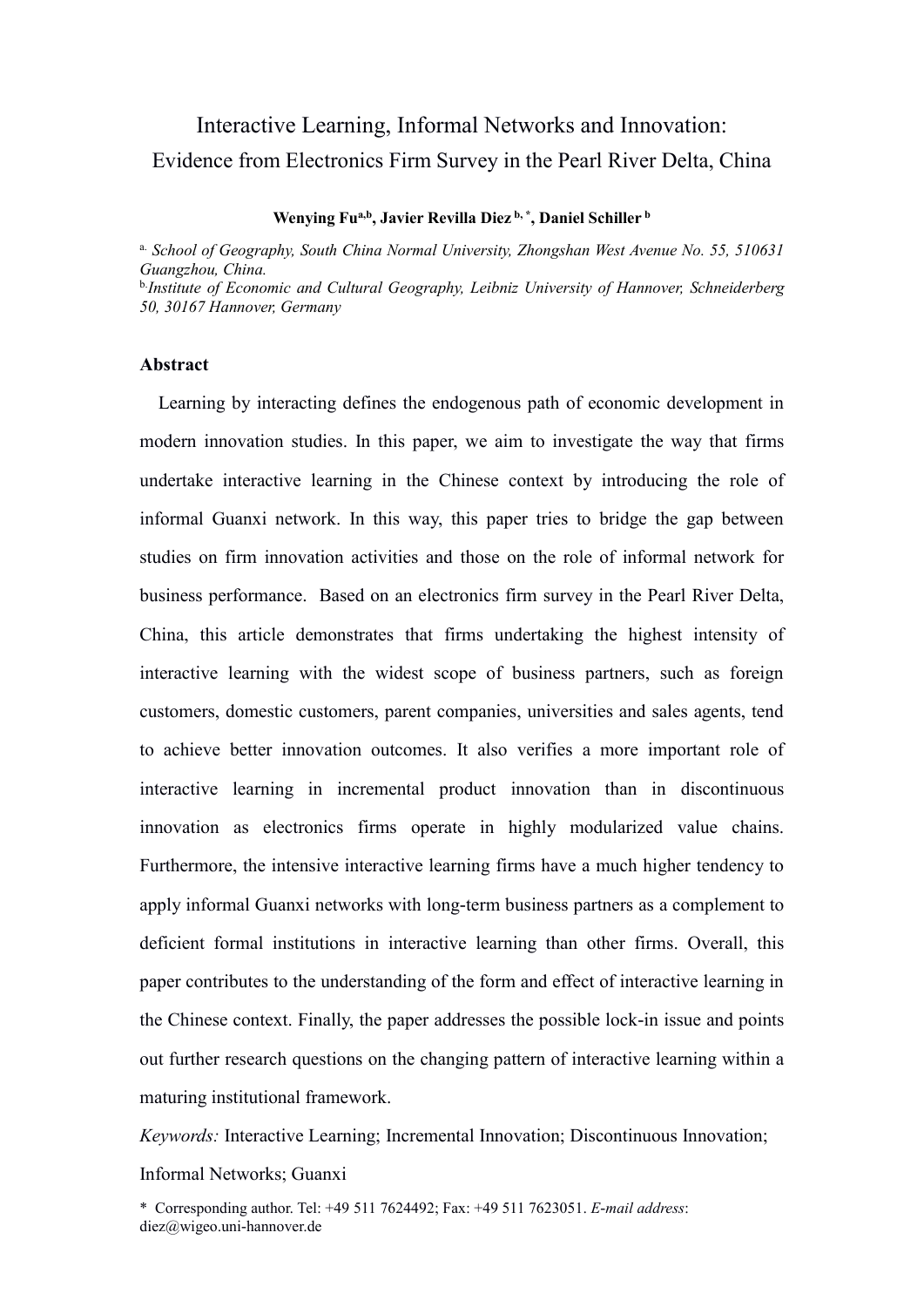# Interactive Learning, Informal Networks and Innovation:
## Evidence from Electronics Firm Survey in the Pearl River Delta, China

**Wenying Fu[a,b], Javier Revilla Diez[b,*], Daniel Schiller[b]**

[a] *School of Geography, South China Normal University, Zhongshan West Avenue No. 55, 510631 Guangzhou, China.*

[b] *Institute of Economic and Cultural Geography, Leibniz University of Hannover, Schneiderberg 50, 30167 Hannover, Germany*

### Abstract

Learning by interacting defines the endogenous path of economic development in modern innovation studies. In this paper, we aim to investigate the way that firms undertake interactive learning in the Chinese context by introducing the role of informal Guanxi network. In this way, this paper tries to bridge the gap between studies on firm innovation activities and those on the role of informal network for business performance. Based on an electronics firm survey in the Pearl River Delta, China, this article demonstrates that firms undertaking the highest intensity of interactive learning with the widest scope of business partners, such as foreign customers, domestic customers, parent companies, universities and sales agents, tend to achieve better innovation outcomes. It also verifies a more important role of interactive learning in incremental product innovation than in discontinuous innovation as electronics firms operate in highly modularized value chains. Furthermore, the intensive interactive learning firms have a much higher tendency to apply informal Guanxi networks with long-term business partners as a complement to deficient formal institutions in interactive learning than other firms. Overall, this paper contributes to the understanding of the form and effect of interactive learning in the Chinese context. Finally, the paper addresses the possible lock-in issue and points out further research questions on the changing pattern of interactive learning within a maturing institutional framework.

*Keywords:* Interactive Learning; Incremental Innovation; Discontinuous Innovation; Informal Networks; Guanxi

\* Corresponding author. Tel: +49 511 7624492; Fax: +49 511 7623051. *E-mail address*: diez@wigeo.uni-hannover.de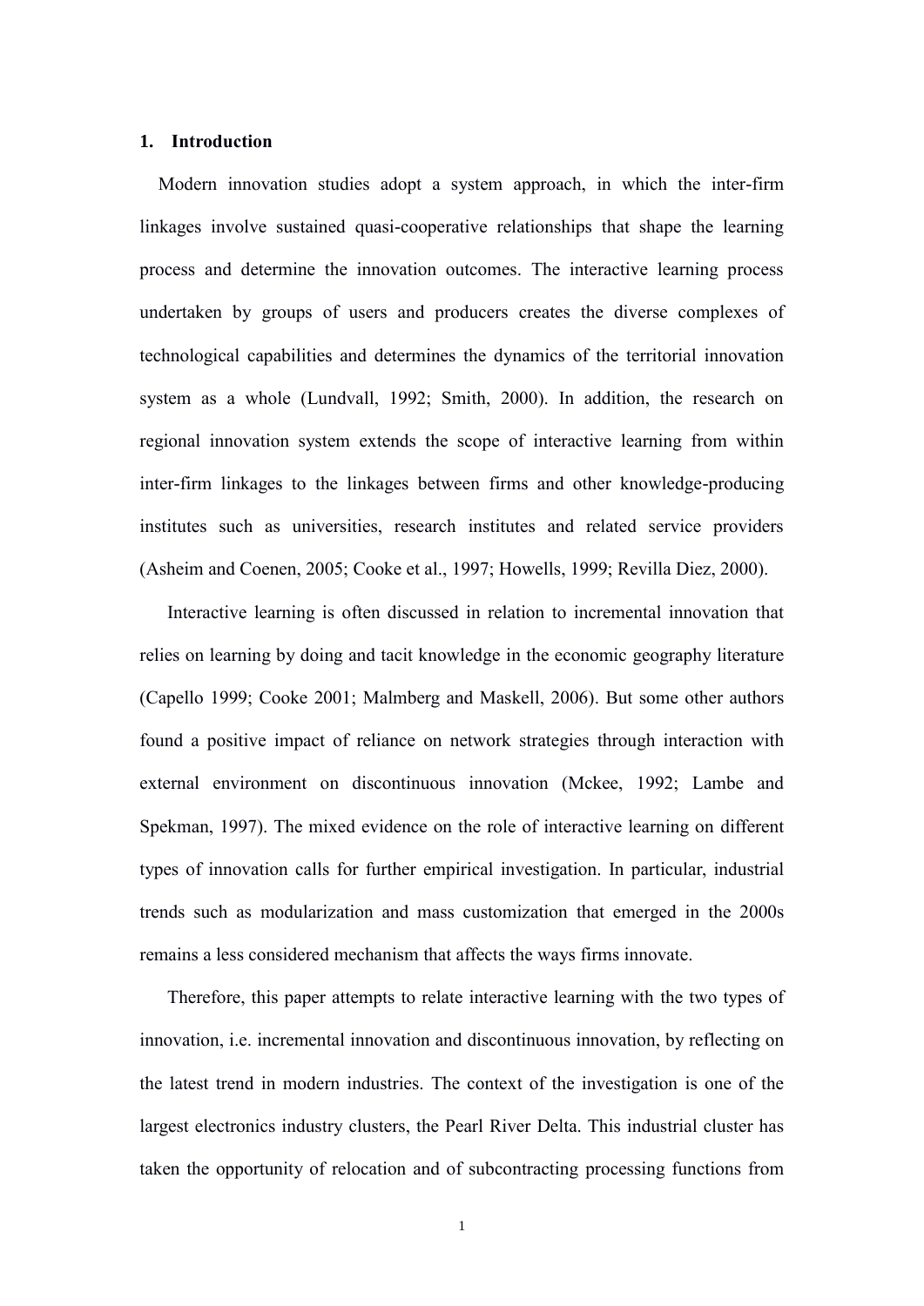## 1. Introduction

Modern innovation studies adopt a system approach, in which the inter-firm linkages involve sustained quasi-cooperative relationships that shape the learning process and determine the innovation outcomes. The interactive learning process undertaken by groups of users and producers creates the diverse complexes of technological capabilities and determines the dynamics of the territorial innovation system as a whole (Lundvall, 1992; Smith, 2000). In addition, the research on regional innovation system extends the scope of interactive learning from within inter-firm linkages to the linkages between firms and other knowledge-producing institutes such as universities, research institutes and related service providers (Asheim and Coenen, 2005; Cooke et al., 1997; Howells, 1999; Revilla Diez, 2000).

Interactive learning is often discussed in relation to incremental innovation that relies on learning by doing and tacit knowledge in the economic geography literature (Capello 1999; Cooke 2001; Malmberg and Maskell, 2006). But some other authors found a positive impact of reliance on network strategies through interaction with external environment on discontinuous innovation (Mckee, 1992; Lambe and Spekman, 1997). The mixed evidence on the role of interactive learning on different types of innovation calls for further empirical investigation. In particular, industrial trends such as modularization and mass customization that emerged in the 2000s remains a less considered mechanism that affects the ways firms innovate.

Therefore, this paper attempts to relate interactive learning with the two types of innovation, i.e. incremental innovation and discontinuous innovation, by reflecting on the latest trend in modern industries. The context of the investigation is one of the largest electronics industry clusters, the Pearl River Delta. This industrial cluster has taken the opportunity of relocation and of subcontracting processing functions from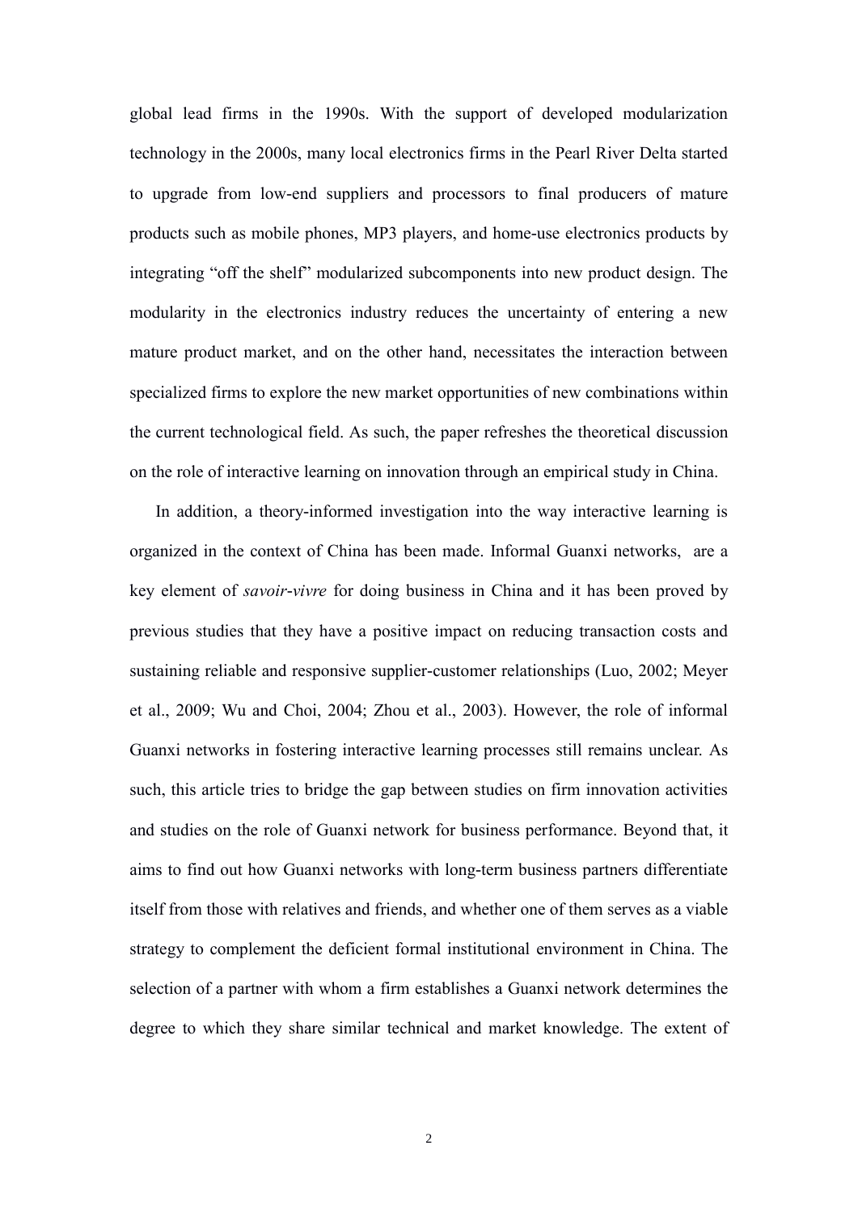global lead firms in the 1990s. With the support of developed modularization technology in the 2000s, many local electronics firms in the Pearl River Delta started to upgrade from low-end suppliers and processors to final producers of mature products such as mobile phones, MP3 players, and home-use electronics products by integrating "off the shelf" modularized subcomponents into new product design. The modularity in the electronics industry reduces the uncertainty of entering a new mature product market, and on the other hand, necessitates the interaction between specialized firms to explore the new market opportunities of new combinations within the current technological field. As such, the paper refreshes the theoretical discussion on the role of interactive learning on innovation through an empirical study in China.

In addition, a theory-informed investigation into the way interactive learning is organized in the context of China has been made. Informal Guanxi networks, are a key element of *savoir-vivre* for doing business in China and it has been proved by previous studies that they have a positive impact on reducing transaction costs and sustaining reliable and responsive supplier-customer relationships (Luo, 2002; Meyer et al., 2009; Wu and Choi, 2004; Zhou et al., 2003). However, the role of informal Guanxi networks in fostering interactive learning processes still remains unclear. As such, this article tries to bridge the gap between studies on firm innovation activities and studies on the role of Guanxi network for business performance. Beyond that, it aims to find out how Guanxi networks with long-term business partners differentiate itself from those with relatives and friends, and whether one of them serves as a viable strategy to complement the deficient formal institutional environment in China. The selection of a partner with whom a firm establishes a Guanxi network determines the degree to which they share similar technical and market knowledge. The extent of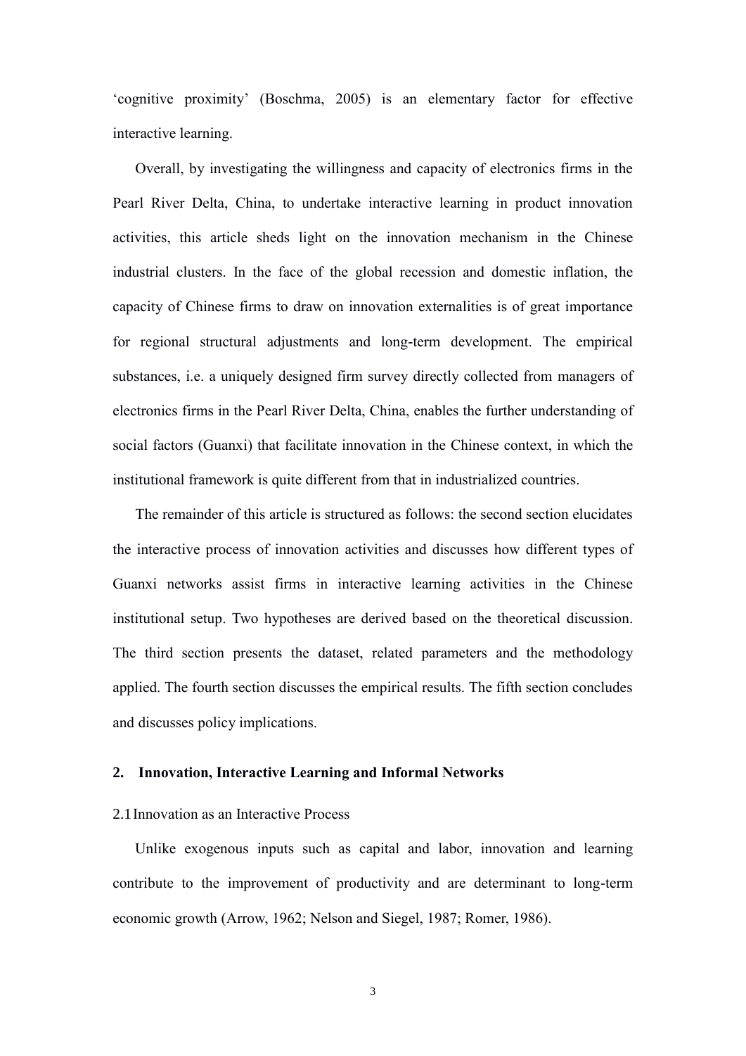'cognitive proximity' (Boschma, 2005) is an elementary factor for effective interactive learning.

Overall, by investigating the willingness and capacity of electronics firms in the Pearl River Delta, China, to undertake interactive learning in product innovation activities, this article sheds light on the innovation mechanism in the Chinese industrial clusters. In the face of the global recession and domestic inflation, the capacity of Chinese firms to draw on innovation externalities is of great importance for regional structural adjustments and long-term development. The empirical substances, i.e. a uniquely designed firm survey directly collected from managers of electronics firms in the Pearl River Delta, China, enables the further understanding of social factors (Guanxi) that facilitate innovation in the Chinese context, in which the institutional framework is quite different from that in industrialized countries.

The remainder of this article is structured as follows: the second section elucidates the interactive process of innovation activities and discusses how different types of Guanxi networks assist firms in interactive learning activities in the Chinese institutional setup. Two hypotheses are derived based on the theoretical discussion. The third section presents the dataset, related parameters and the methodology applied. The fourth section discusses the empirical results. The fifth section concludes and discusses policy implications.

## 2. Innovation, Interactive Learning and Informal Networks

### 2.1 Innovation as an Interactive Process

Unlike exogenous inputs such as capital and labor, innovation and learning contribute to the improvement of productivity and are determinant to long-term economic growth (Arrow, 1962; Nelson and Siegel, 1987; Romer, 1986).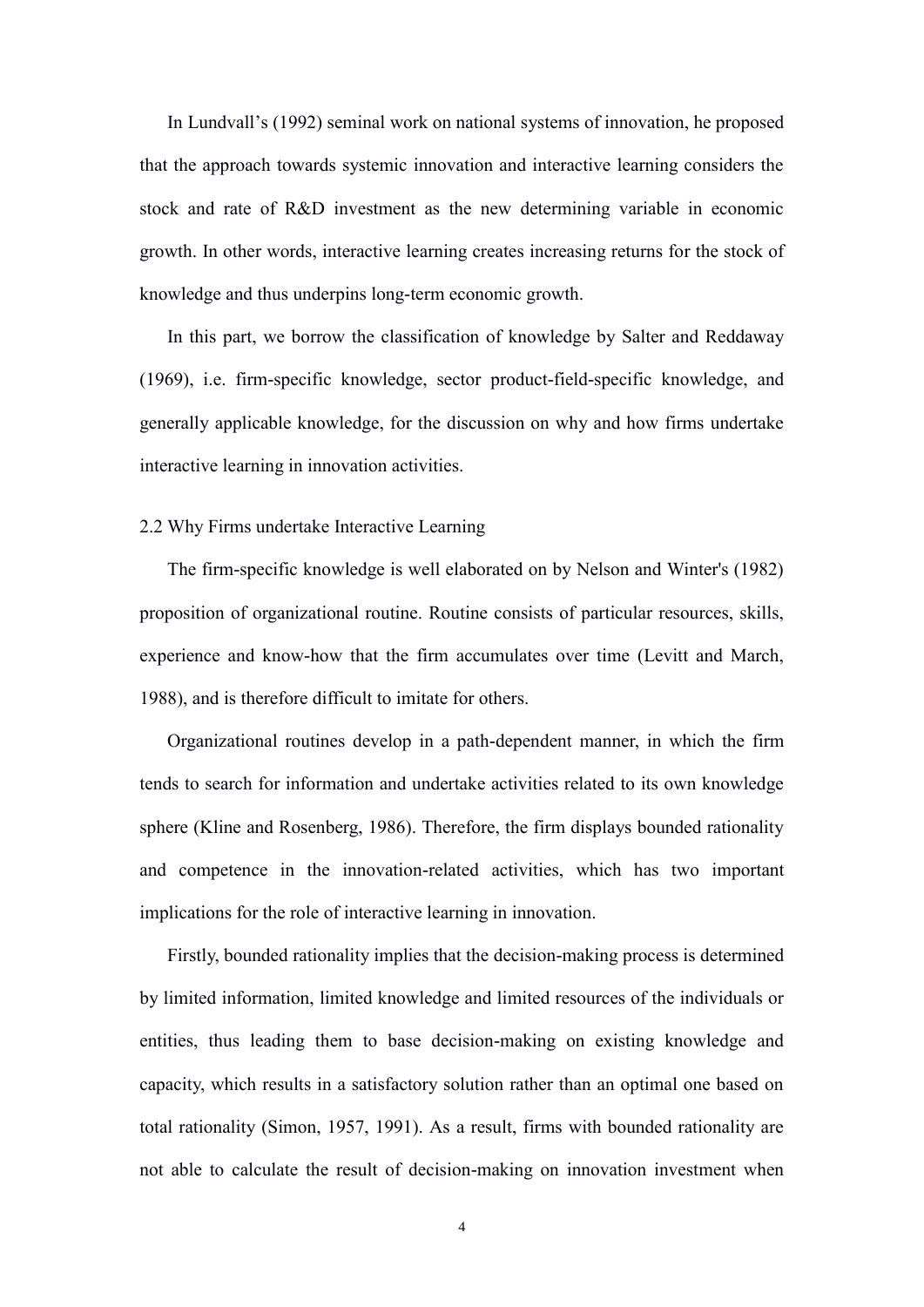In Lundvall's (1992) seminal work on national systems of innovation, he proposed that the approach towards systemic innovation and interactive learning considers the stock and rate of R&D investment as the new determining variable in economic growth. In other words, interactive learning creates increasing returns for the stock of knowledge and thus underpins long-term economic growth.

In this part, we borrow the classification of knowledge by Salter and Reddaway (1969), i.e. firm-specific knowledge, sector product-field-specific knowledge, and generally applicable knowledge, for the discussion on why and how firms undertake interactive learning in innovation activities.

## 2.2 Why Firms undertake Interactive Learning

The firm-specific knowledge is well elaborated on by Nelson and Winter's (1982) proposition of organizational routine. Routine consists of particular resources, skills, experience and know-how that the firm accumulates over time (Levitt and March, 1988), and is therefore difficult to imitate for others.

Organizational routines develop in a path-dependent manner, in which the firm tends to search for information and undertake activities related to its own knowledge sphere (Kline and Rosenberg, 1986). Therefore, the firm displays bounded rationality and competence in the innovation-related activities, which has two important implications for the role of interactive learning in innovation.

Firstly, bounded rationality implies that the decision-making process is determined by limited information, limited knowledge and limited resources of the individuals or entities, thus leading them to base decision-making on existing knowledge and capacity, which results in a satisfactory solution rather than an optimal one based on total rationality (Simon, 1957, 1991). As a result, firms with bounded rationality are not able to calculate the result of decision-making on innovation investment when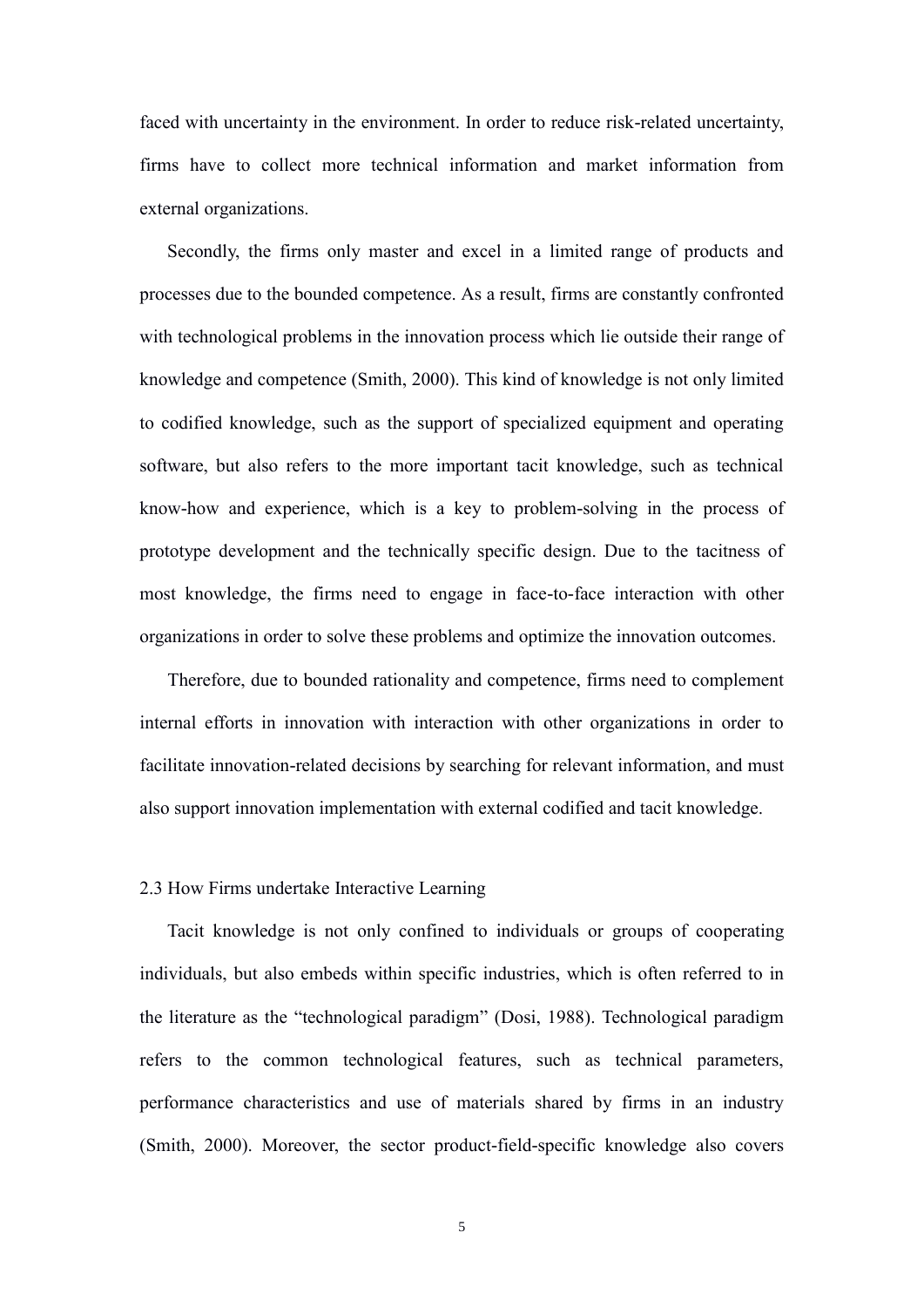faced with uncertainty in the environment. In order to reduce risk-related uncertainty, firms have to collect more technical information and market information from external organizations.

Secondly, the firms only master and excel in a limited range of products and processes due to the bounded competence. As a result, firms are constantly confronted with technological problems in the innovation process which lie outside their range of knowledge and competence (Smith, 2000). This kind of knowledge is not only limited to codified knowledge, such as the support of specialized equipment and operating software, but also refers to the more important tacit knowledge, such as technical know-how and experience, which is a key to problem-solving in the process of prototype development and the technically specific design. Due to the tacitness of most knowledge, the firms need to engage in face-to-face interaction with other organizations in order to solve these problems and optimize the innovation outcomes.

Therefore, due to bounded rationality and competence, firms need to complement internal efforts in innovation with interaction with other organizations in order to facilitate innovation-related decisions by searching for relevant information, and must also support innovation implementation with external codified and tacit knowledge.

## 2.3 How Firms undertake Interactive Learning

Tacit knowledge is not only confined to individuals or groups of cooperating individuals, but also embeds within specific industries, which is often referred to in the literature as the "technological paradigm" (Dosi, 1988). Technological paradigm refers to the common technological features, such as technical parameters, performance characteristics and use of materials shared by firms in an industry (Smith, 2000). Moreover, the sector product-field-specific knowledge also covers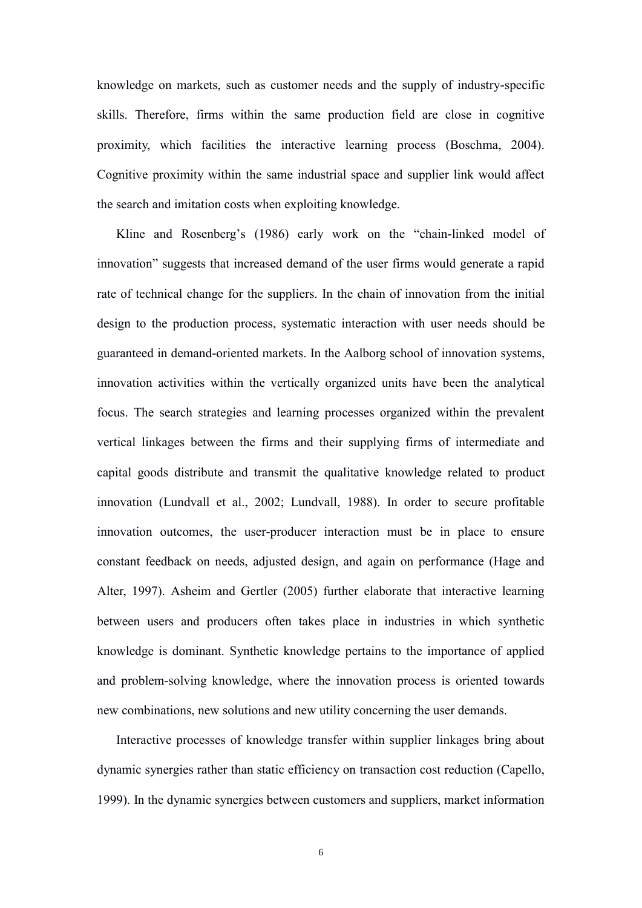knowledge on markets, such as customer needs and the supply of industry-specific skills. Therefore, firms within the same production field are close in cognitive proximity, which facilities the interactive learning process (Boschma, 2004). Cognitive proximity within the same industrial space and supplier link would affect the search and imitation costs when exploiting knowledge.

Kline and Rosenberg's (1986) early work on the "chain-linked model of innovation" suggests that increased demand of the user firms would generate a rapid rate of technical change for the suppliers. In the chain of innovation from the initial design to the production process, systematic interaction with user needs should be guaranteed in demand-oriented markets. In the Aalborg school of innovation systems, innovation activities within the vertically organized units have been the analytical focus. The search strategies and learning processes organized within the prevalent vertical linkages between the firms and their supplying firms of intermediate and capital goods distribute and transmit the qualitative knowledge related to product innovation (Lundvall et al., 2002; Lundvall, 1988). In order to secure profitable innovation outcomes, the user-producer interaction must be in place to ensure constant feedback on needs, adjusted design, and again on performance (Hage and Alter, 1997). Asheim and Gertler (2005) further elaborate that interactive learning between users and producers often takes place in industries in which synthetic knowledge is dominant. Synthetic knowledge pertains to the importance of applied and problem-solving knowledge, where the innovation process is oriented towards new combinations, new solutions and new utility concerning the user demands.

Interactive processes of knowledge transfer within supplier linkages bring about dynamic synergies rather than static efficiency on transaction cost reduction (Capello, 1999). In the dynamic synergies between customers and suppliers, market information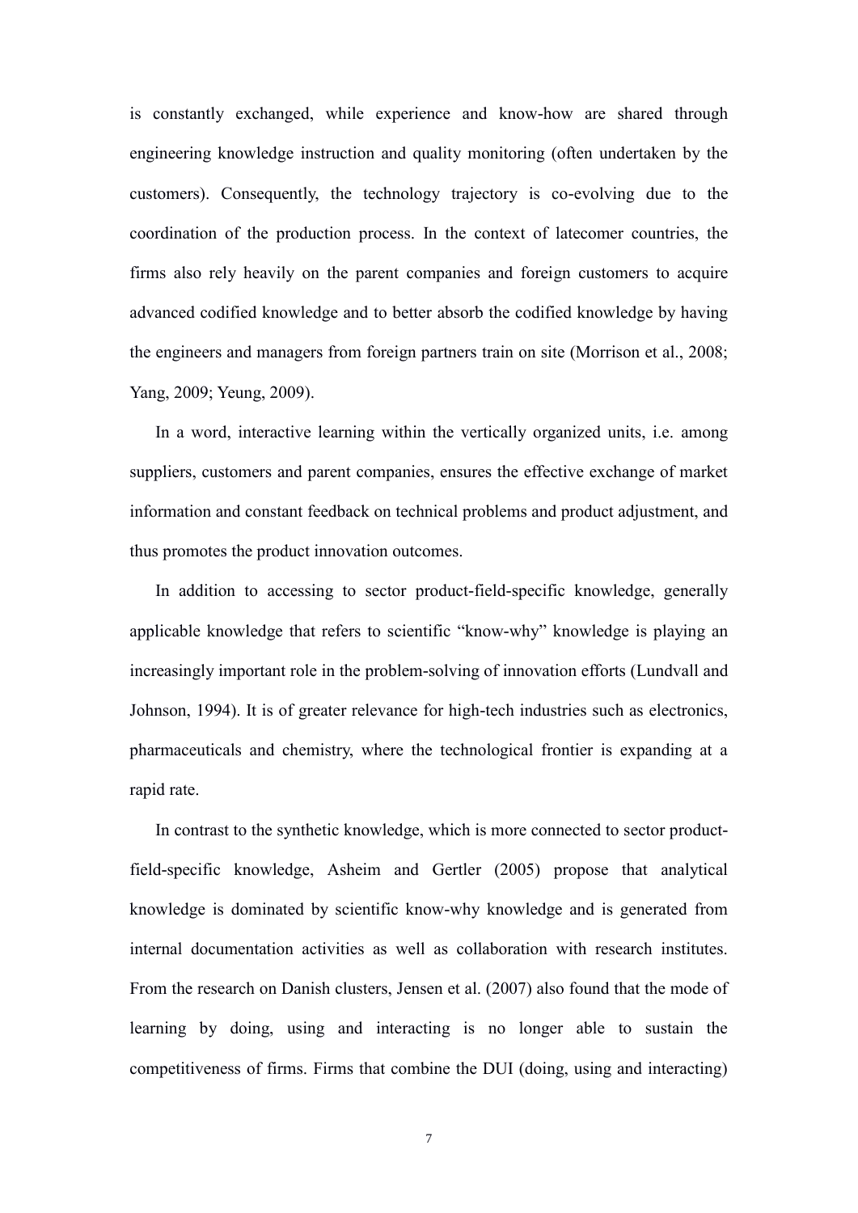is constantly exchanged, while experience and know-how are shared through engineering knowledge instruction and quality monitoring (often undertaken by the customers). Consequently, the technology trajectory is co-evolving due to the coordination of the production process. In the context of latecomer countries, the firms also rely heavily on the parent companies and foreign customers to acquire advanced codified knowledge and to better absorb the codified knowledge by having the engineers and managers from foreign partners train on site (Morrison et al., 2008; Yang, 2009; Yeung, 2009).

In a word, interactive learning within the vertically organized units, i.e. among suppliers, customers and parent companies, ensures the effective exchange of market information and constant feedback on technical problems and product adjustment, and thus promotes the product innovation outcomes.

In addition to accessing to sector product-field-specific knowledge, generally applicable knowledge that refers to scientific "know-why" knowledge is playing an increasingly important role in the problem-solving of innovation efforts (Lundvall and Johnson, 1994). It is of greater relevance for high-tech industries such as electronics, pharmaceuticals and chemistry, where the technological frontier is expanding at a rapid rate.

In contrast to the synthetic knowledge, which is more connected to sector product-field-specific knowledge, Asheim and Gertler (2005) propose that analytical knowledge is dominated by scientific know-why knowledge and is generated from internal documentation activities as well as collaboration with research institutes. From the research on Danish clusters, Jensen et al. (2007) also found that the mode of learning by doing, using and interacting is no longer able to sustain the competitiveness of firms. Firms that combine the DUI (doing, using and interacting)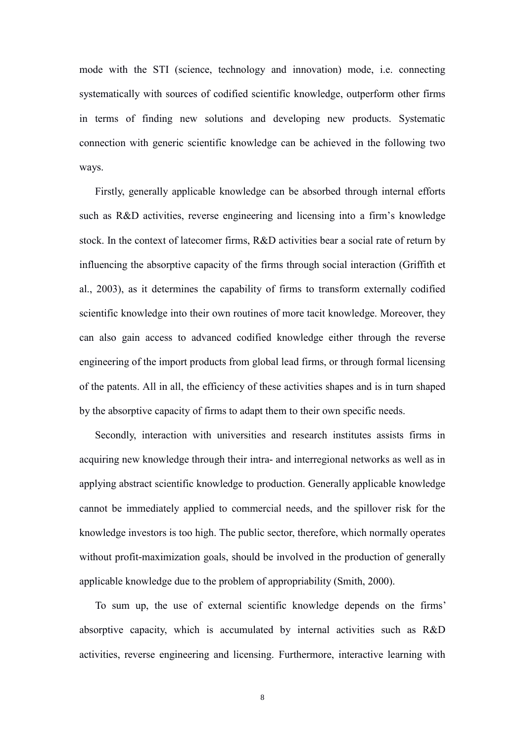mode with the STI (science, technology and innovation) mode, i.e. connecting systematically with sources of codified scientific knowledge, outperform other firms in terms of finding new solutions and developing new products. Systematic connection with generic scientific knowledge can be achieved in the following two ways.

Firstly, generally applicable knowledge can be absorbed through internal efforts such as R&D activities, reverse engineering and licensing into a firm's knowledge stock. In the context of latecomer firms, R&D activities bear a social rate of return by influencing the absorptive capacity of the firms through social interaction (Griffith et al., 2003), as it determines the capability of firms to transform externally codified scientific knowledge into their own routines of more tacit knowledge. Moreover, they can also gain access to advanced codified knowledge either through the reverse engineering of the import products from global lead firms, or through formal licensing of the patents. All in all, the efficiency of these activities shapes and is in turn shaped by the absorptive capacity of firms to adapt them to their own specific needs.

Secondly, interaction with universities and research institutes assists firms in acquiring new knowledge through their intra- and interregional networks as well as in applying abstract scientific knowledge to production. Generally applicable knowledge cannot be immediately applied to commercial needs, and the spillover risk for the knowledge investors is too high. The public sector, therefore, which normally operates without profit-maximization goals, should be involved in the production of generally applicable knowledge due to the problem of appropriability (Smith, 2000).

To sum up, the use of external scientific knowledge depends on the firms' absorptive capacity, which is accumulated by internal activities such as R&D activities, reverse engineering and licensing. Furthermore, interactive learning with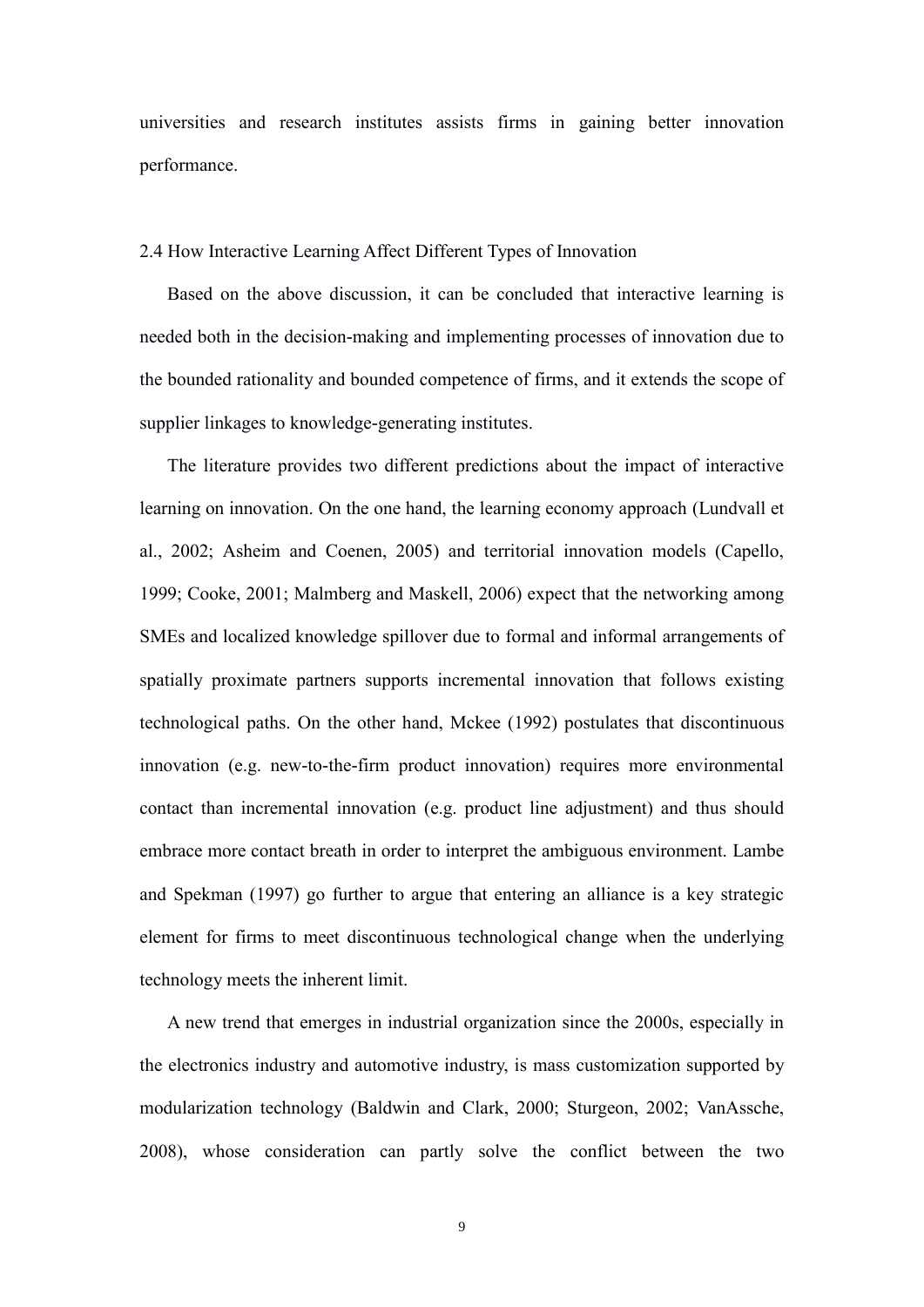universities and research institutes assists firms in gaining better innovation performance.

## 2.4 How Interactive Learning Affect Different Types of Innovation

Based on the above discussion, it can be concluded that interactive learning is needed both in the decision-making and implementing processes of innovation due to the bounded rationality and bounded competence of firms, and it extends the scope of supplier linkages to knowledge-generating institutes.

The literature provides two different predictions about the impact of interactive learning on innovation. On the one hand, the learning economy approach (Lundvall et al., 2002; Asheim and Coenen, 2005) and territorial innovation models (Capello, 1999; Cooke, 2001; Malmberg and Maskell, 2006) expect that the networking among SMEs and localized knowledge spillover due to formal and informal arrangements of spatially proximate partners supports incremental innovation that follows existing technological paths. On the other hand, Mckee (1992) postulates that discontinuous innovation (e.g. new-to-the-firm product innovation) requires more environmental contact than incremental innovation (e.g. product line adjustment) and thus should embrace more contact breath in order to interpret the ambiguous environment. Lambe and Spekman (1997) go further to argue that entering an alliance is a key strategic element for firms to meet discontinuous technological change when the underlying technology meets the inherent limit.

A new trend that emerges in industrial organization since the 2000s, especially in the electronics industry and automotive industry, is mass customization supported by modularization technology (Baldwin and Clark, 2000; Sturgeon, 2002; VanAssche, 2008), whose consideration can partly solve the conflict between the two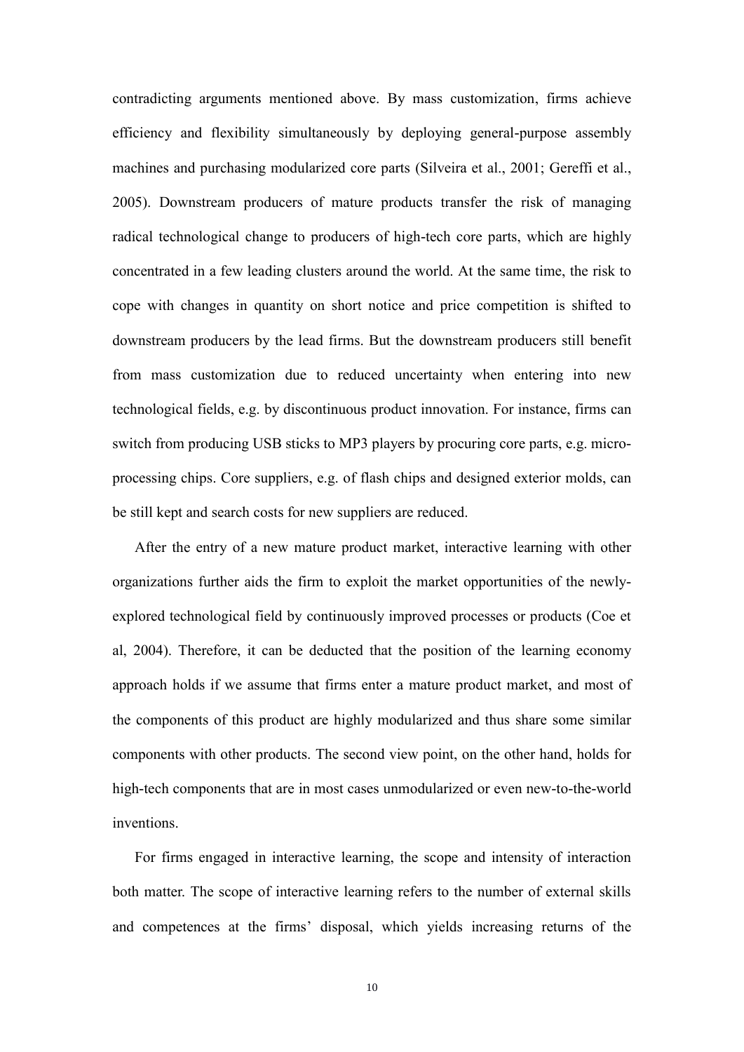contradicting arguments mentioned above. By mass customization, firms achieve efficiency and flexibility simultaneously by deploying general-purpose assembly machines and purchasing modularized core parts (Silveira et al., 2001; Gereffi et al., 2005). Downstream producers of mature products transfer the risk of managing radical technological change to producers of high-tech core parts, which are highly concentrated in a few leading clusters around the world. At the same time, the risk to cope with changes in quantity on short notice and price competition is shifted to downstream producers by the lead firms. But the downstream producers still benefit from mass customization due to reduced uncertainty when entering into new technological fields, e.g. by discontinuous product innovation. For instance, firms can switch from producing USB sticks to MP3 players by procuring core parts, e.g. micro-processing chips. Core suppliers, e.g. of flash chips and designed exterior molds, can be still kept and search costs for new suppliers are reduced.

After the entry of a new mature product market, interactive learning with other organizations further aids the firm to exploit the market opportunities of the newly-explored technological field by continuously improved processes or products (Coe et al, 2004). Therefore, it can be deducted that the position of the learning economy approach holds if we assume that firms enter a mature product market, and most of the components of this product are highly modularized and thus share some similar components with other products. The second view point, on the other hand, holds for high-tech components that are in most cases unmodularized or even new-to-the-world inventions.

For firms engaged in interactive learning, the scope and intensity of interaction both matter. The scope of interactive learning refers to the number of external skills and competences at the firms' disposal, which yields increasing returns of the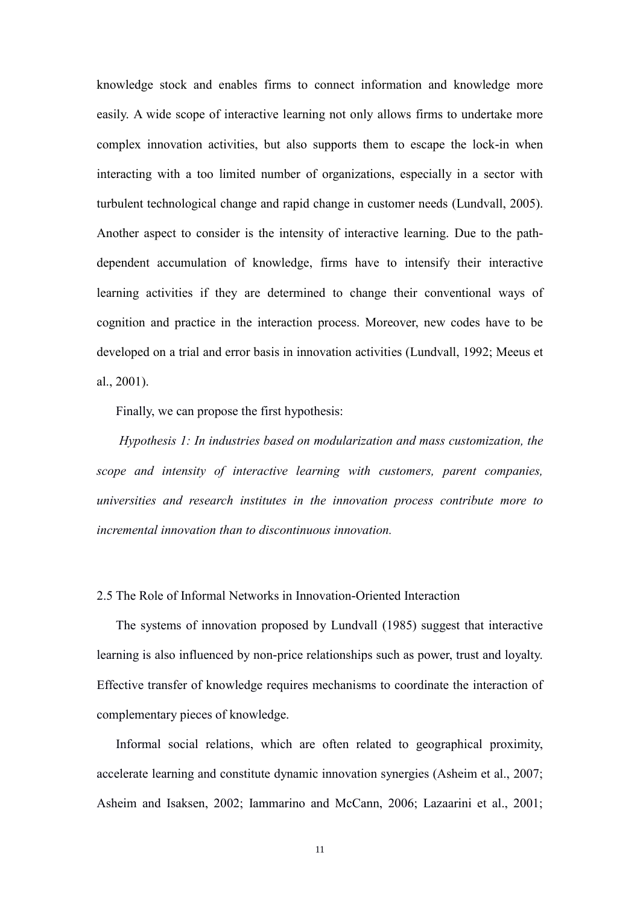knowledge stock and enables firms to connect information and knowledge more easily. A wide scope of interactive learning not only allows firms to undertake more complex innovation activities, but also supports them to escape the lock-in when interacting with a too limited number of organizations, especially in a sector with turbulent technological change and rapid change in customer needs (Lundvall, 2005). Another aspect to consider is the intensity of interactive learning. Due to the path-dependent accumulation of knowledge, firms have to intensify their interactive learning activities if they are determined to change their conventional ways of cognition and practice in the interaction process. Moreover, new codes have to be developed on a trial and error basis in innovation activities (Lundvall, 1992; Meeus et al., 2001).

Finally, we can propose the first hypothesis:

*Hypothesis 1: In industries based on modularization and mass customization, the scope and intensity of interactive learning with customers, parent companies, universities and research institutes in the innovation process contribute more to incremental innovation than to discontinuous innovation.*

### 2.5 The Role of Informal Networks in Innovation-Oriented Interaction

The systems of innovation proposed by Lundvall (1985) suggest that interactive learning is also influenced by non-price relationships such as power, trust and loyalty. Effective transfer of knowledge requires mechanisms to coordinate the interaction of complementary pieces of knowledge.

Informal social relations, which are often related to geographical proximity, accelerate learning and constitute dynamic innovation synergies (Asheim et al., 2007; Asheim and Isaksen, 2002; Iammarino and McCann, 2006; Lazaarini et al., 2001;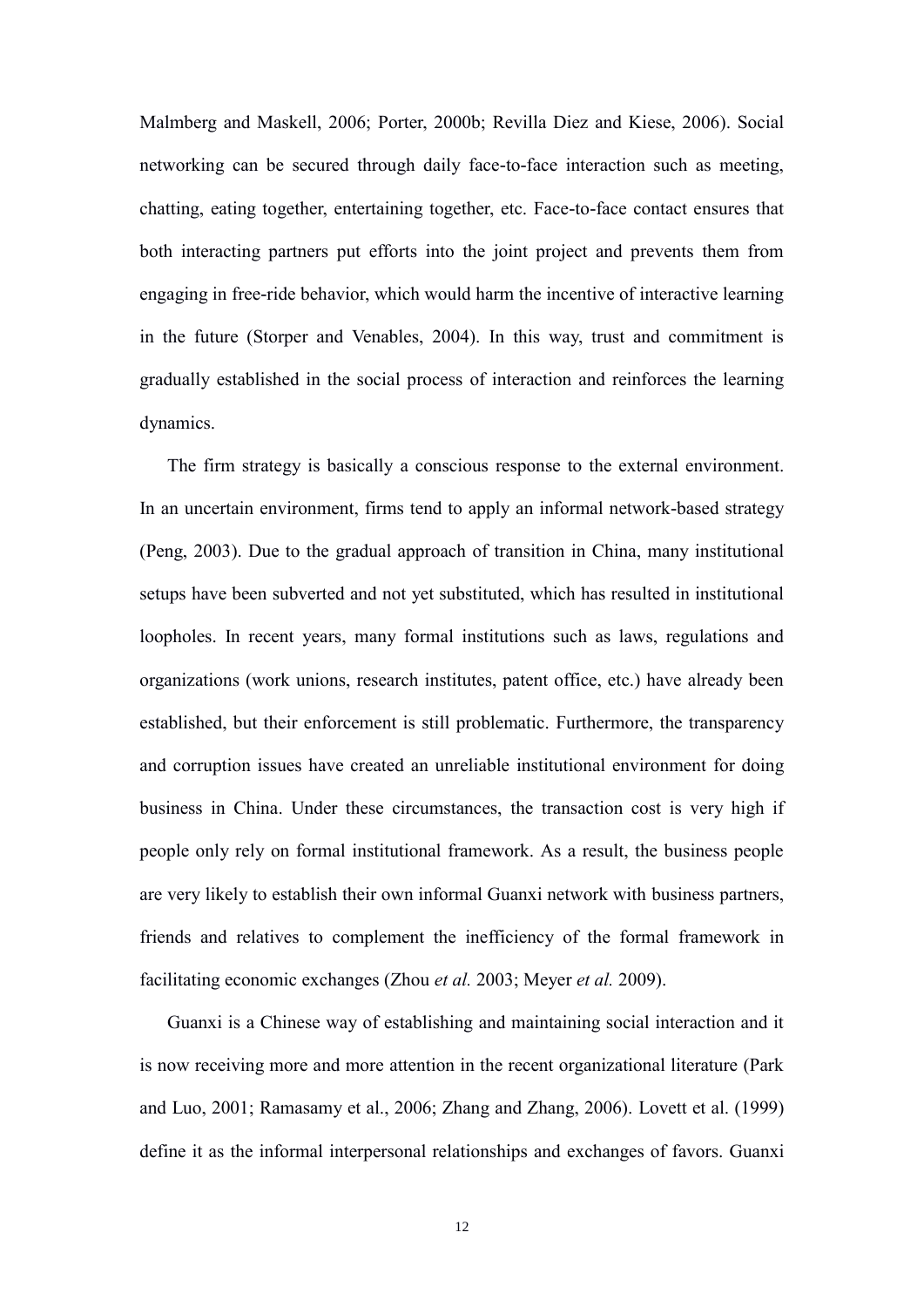Malmberg and Maskell, 2006; Porter, 2000b; Revilla Diez and Kiese, 2006). Social networking can be secured through daily face-to-face interaction such as meeting, chatting, eating together, entertaining together, etc. Face-to-face contact ensures that both interacting partners put efforts into the joint project and prevents them from engaging in free-ride behavior, which would harm the incentive of interactive learning in the future (Storper and Venables, 2004). In this way, trust and commitment is gradually established in the social process of interaction and reinforces the learning dynamics.

The firm strategy is basically a conscious response to the external environment. In an uncertain environment, firms tend to apply an informal network-based strategy (Peng, 2003). Due to the gradual approach of transition in China, many institutional setups have been subverted and not yet substituted, which has resulted in institutional loopholes. In recent years, many formal institutions such as laws, regulations and organizations (work unions, research institutes, patent office, etc.) have already been established, but their enforcement is still problematic. Furthermore, the transparency and corruption issues have created an unreliable institutional environment for doing business in China. Under these circumstances, the transaction cost is very high if people only rely on formal institutional framework. As a result, the business people are very likely to establish their own informal Guanxi network with business partners, friends and relatives to complement the inefficiency of the formal framework in facilitating economic exchanges (Zhou *et al.* 2003; Meyer *et al.* 2009).

Guanxi is a Chinese way of establishing and maintaining social interaction and it is now receiving more and more attention in the recent organizational literature (Park and Luo, 2001; Ramasamy et al., 2006; Zhang and Zhang, 2006). Lovett et al. (1999) define it as the informal interpersonal relationships and exchanges of favors. Guanxi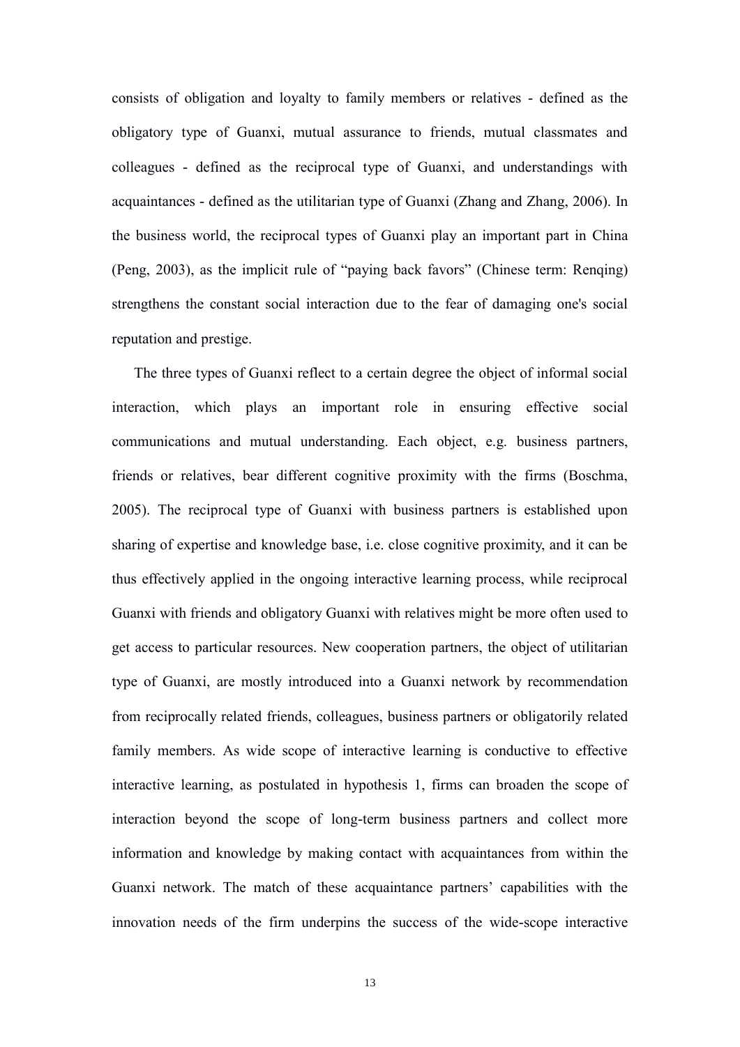consists of obligation and loyalty to family members or relatives - defined as the obligatory type of Guanxi, mutual assurance to friends, mutual classmates and colleagues - defined as the reciprocal type of Guanxi, and understandings with acquaintances - defined as the utilitarian type of Guanxi (Zhang and Zhang, 2006). In the business world, the reciprocal types of Guanxi play an important part in China (Peng, 2003), as the implicit rule of "paying back favors" (Chinese term: Renqing) strengthens the constant social interaction due to the fear of damaging one's social reputation and prestige.

The three types of Guanxi reflect to a certain degree the object of informal social interaction, which plays an important role in ensuring effective social communications and mutual understanding. Each object, e.g. business partners, friends or relatives, bear different cognitive proximity with the firms (Boschma, 2005). The reciprocal type of Guanxi with business partners is established upon sharing of expertise and knowledge base, i.e. close cognitive proximity, and it can be thus effectively applied in the ongoing interactive learning process, while reciprocal Guanxi with friends and obligatory Guanxi with relatives might be more often used to get access to particular resources. New cooperation partners, the object of utilitarian type of Guanxi, are mostly introduced into a Guanxi network by recommendation from reciprocally related friends, colleagues, business partners or obligatorily related family members. As wide scope of interactive learning is conductive to effective interactive learning, as postulated in hypothesis 1, firms can broaden the scope of interaction beyond the scope of long-term business partners and collect more information and knowledge by making contact with acquaintances from within the Guanxi network. The match of these acquaintance partners' capabilities with the innovation needs of the firm underpins the success of the wide-scope interactive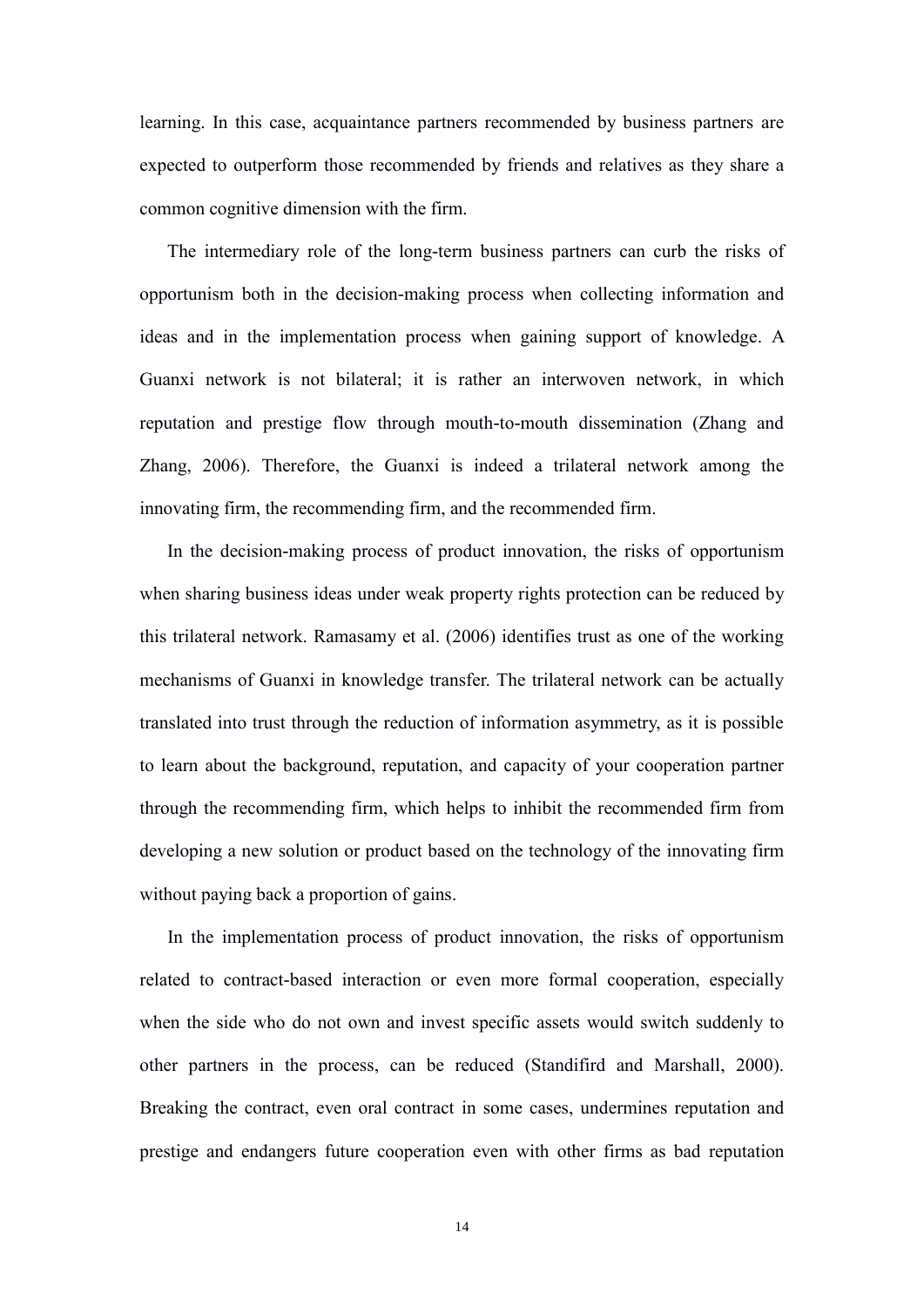learning. In this case, acquaintance partners recommended by business partners are expected to outperform those recommended by friends and relatives as they share a common cognitive dimension with the firm.

The intermediary role of the long-term business partners can curb the risks of opportunism both in the decision-making process when collecting information and ideas and in the implementation process when gaining support of knowledge. A Guanxi network is not bilateral; it is rather an interwoven network, in which reputation and prestige flow through mouth-to-mouth dissemination (Zhang and Zhang, 2006). Therefore, the Guanxi is indeed a trilateral network among the innovating firm, the recommending firm, and the recommended firm.

In the decision-making process of product innovation, the risks of opportunism when sharing business ideas under weak property rights protection can be reduced by this trilateral network. Ramasamy et al. (2006) identifies trust as one of the working mechanisms of Guanxi in knowledge transfer. The trilateral network can be actually translated into trust through the reduction of information asymmetry, as it is possible to learn about the background, reputation, and capacity of your cooperation partner through the recommending firm, which helps to inhibit the recommended firm from developing a new solution or product based on the technology of the innovating firm without paying back a proportion of gains.

In the implementation process of product innovation, the risks of opportunism related to contract-based interaction or even more formal cooperation, especially when the side who do not own and invest specific assets would switch suddenly to other partners in the process, can be reduced (Standifird and Marshall, 2000). Breaking the contract, even oral contract in some cases, undermines reputation and prestige and endangers future cooperation even with other firms as bad reputation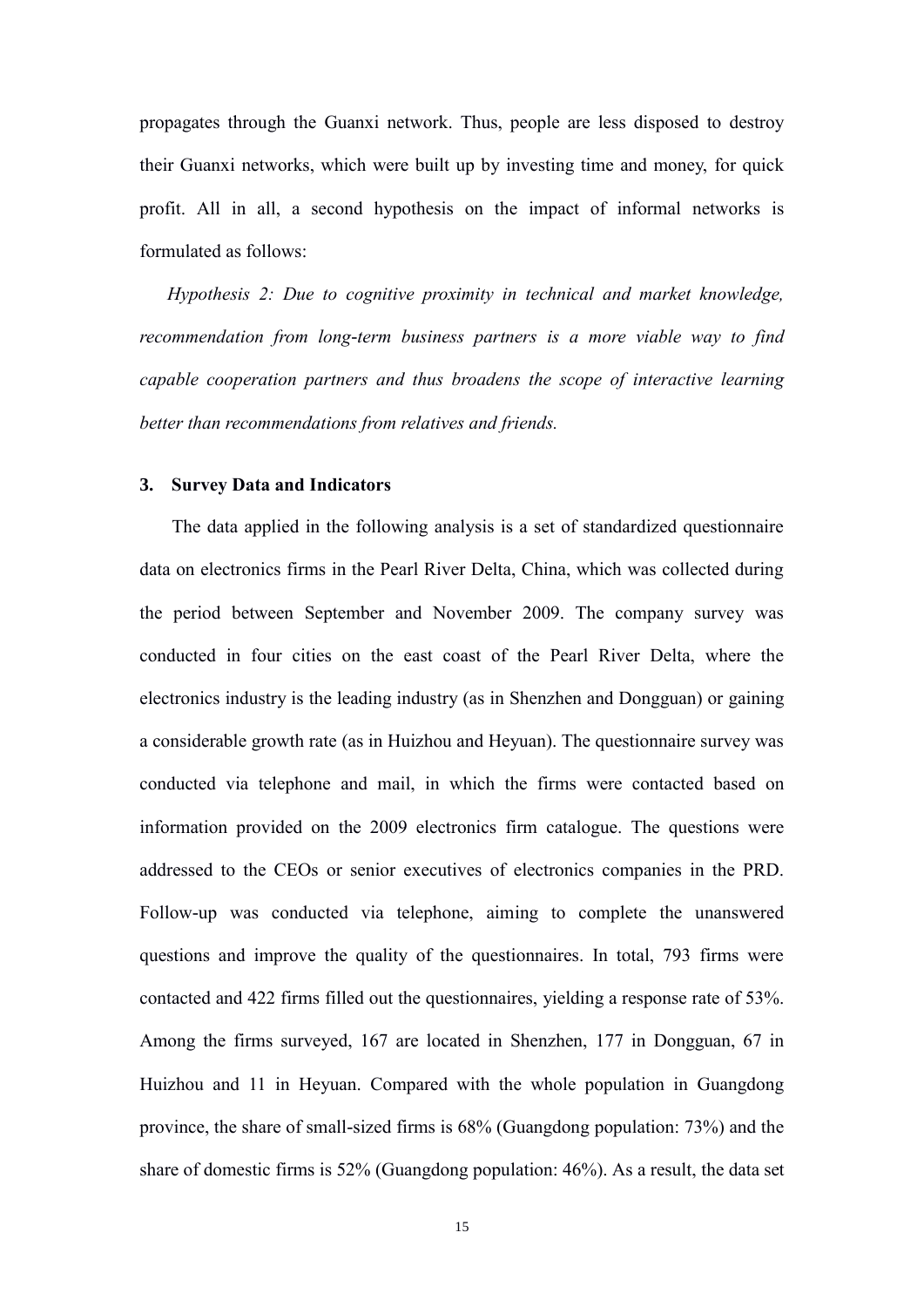propagates through the Guanxi network. Thus, people are less disposed to destroy their Guanxi networks, which were built up by investing time and money, for quick profit. All in all, a second hypothesis on the impact of informal networks is formulated as follows:

*Hypothesis 2: Due to cognitive proximity in technical and market knowledge, recommendation from long-term business partners is a more viable way to find capable cooperation partners and thus broadens the scope of interactive learning better than recommendations from relatives and friends.*

## 3. Survey Data and Indicators

The data applied in the following analysis is a set of standardized questionnaire data on electronics firms in the Pearl River Delta, China, which was collected during the period between September and November 2009. The company survey was conducted in four cities on the east coast of the Pearl River Delta, where the electronics industry is the leading industry (as in Shenzhen and Dongguan) or gaining a considerable growth rate (as in Huizhou and Heyuan). The questionnaire survey was conducted via telephone and mail, in which the firms were contacted based on information provided on the 2009 electronics firm catalogue. The questions were addressed to the CEOs or senior executives of electronics companies in the PRD. Follow-up was conducted via telephone, aiming to complete the unanswered questions and improve the quality of the questionnaires. In total, 793 firms were contacted and 422 firms filled out the questionnaires, yielding a response rate of 53%. Among the firms surveyed, 167 are located in Shenzhen, 177 in Dongguan, 67 in Huizhou and 11 in Heyuan. Compared with the whole population in Guangdong province, the share of small-sized firms is 68% (Guangdong population: 73%) and the share of domestic firms is 52% (Guangdong population: 46%). As a result, the data set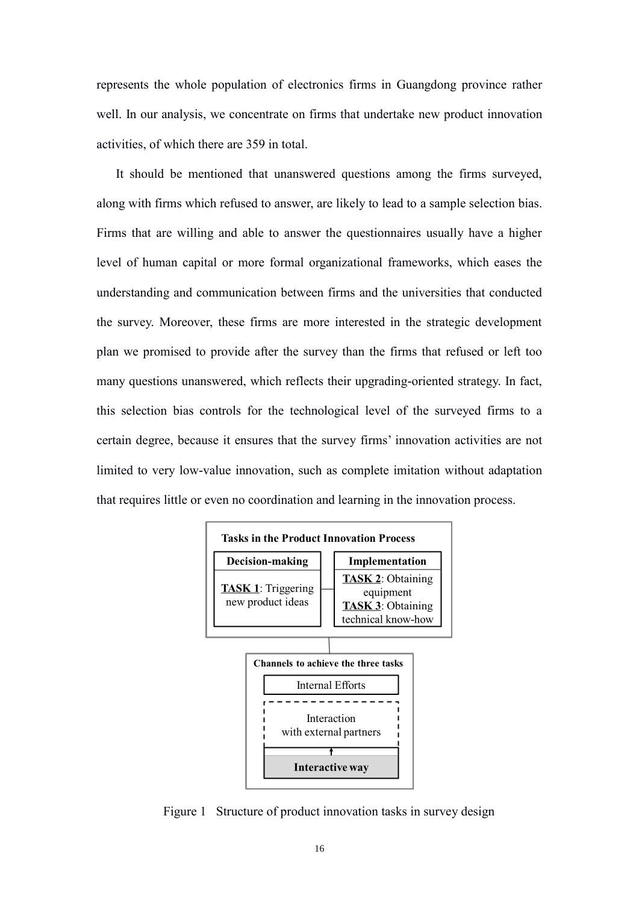represents the whole population of electronics firms in Guangdong province rather well. In our analysis, we concentrate on firms that undertake new product innovation activities, of which there are 359 in total.

It should be mentioned that unanswered questions among the firms surveyed, along with firms which refused to answer, are likely to lead to a sample selection bias. Firms that are willing and able to answer the questionnaires usually have a higher level of human capital or more formal organizational frameworks, which eases the understanding and communication between firms and the universities that conducted the survey. Moreover, these firms are more interested in the strategic development plan we promised to provide after the survey than the firms that refused or left too many questions unanswered, which reflects their upgrading-oriented strategy. In fact, this selection bias controls for the technological level of the surveyed firms to a certain degree, because it ensures that the survey firms' innovation activities are not limited to very low-value innovation, such as complete imitation without adaptation that requires little or even no coordination and learning in the innovation process.

**Tasks in the Product Innovation Process**

| Decision-making | Implementation |
|---|---|
| **TASK 1**: Triggering new product ideas | **TASK 2**: Obtaining equipment<br>**TASK 3**: Obtaining technical know-how |

**Channels to achieve the three tasks**

- Internal Efforts
- Interaction with external partners
  - **Interactive way**

Figure 1 Structure of product innovation tasks in survey design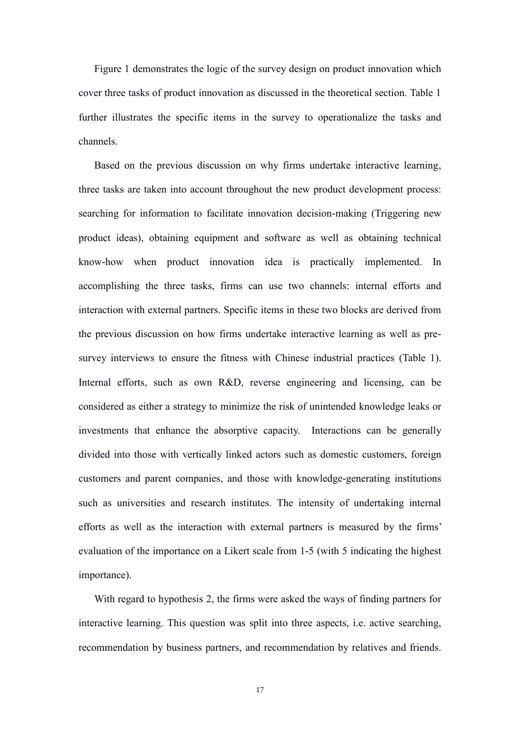Figure 1 demonstrates the logic of the survey design on product innovation which cover three tasks of product innovation as discussed in the theoretical section. Table 1 further illustrates the specific items in the survey to operationalize the tasks and channels.

Based on the previous discussion on why firms undertake interactive learning, three tasks are taken into account throughout the new product development process: searching for information to facilitate innovation decision-making (Triggering new product ideas), obtaining equipment and software as well as obtaining technical know-how when product innovation idea is practically implemented. In accomplishing the three tasks, firms can use two channels: internal efforts and interaction with external partners. Specific items in these two blocks are derived from the previous discussion on how firms undertake interactive learning as well as pre-survey interviews to ensure the fitness with Chinese industrial practices (Table 1). Internal efforts, such as own R&D, reverse engineering and licensing, can be considered as either a strategy to minimize the risk of unintended knowledge leaks or investments that enhance the absorptive capacity. Interactions can be generally divided into those with vertically linked actors such as domestic customers, foreign customers and parent companies, and those with knowledge-generating institutions such as universities and research institutes. The intensity of undertaking internal efforts as well as the interaction with external partners is measured by the firms' evaluation of the importance on a Likert scale from 1-5 (with 5 indicating the highest importance).

With regard to hypothesis 2, the firms were asked the ways of finding partners for interactive learning. This question was split into three aspects, i.e. active searching, recommendation by business partners, and recommendation by relatives and friends.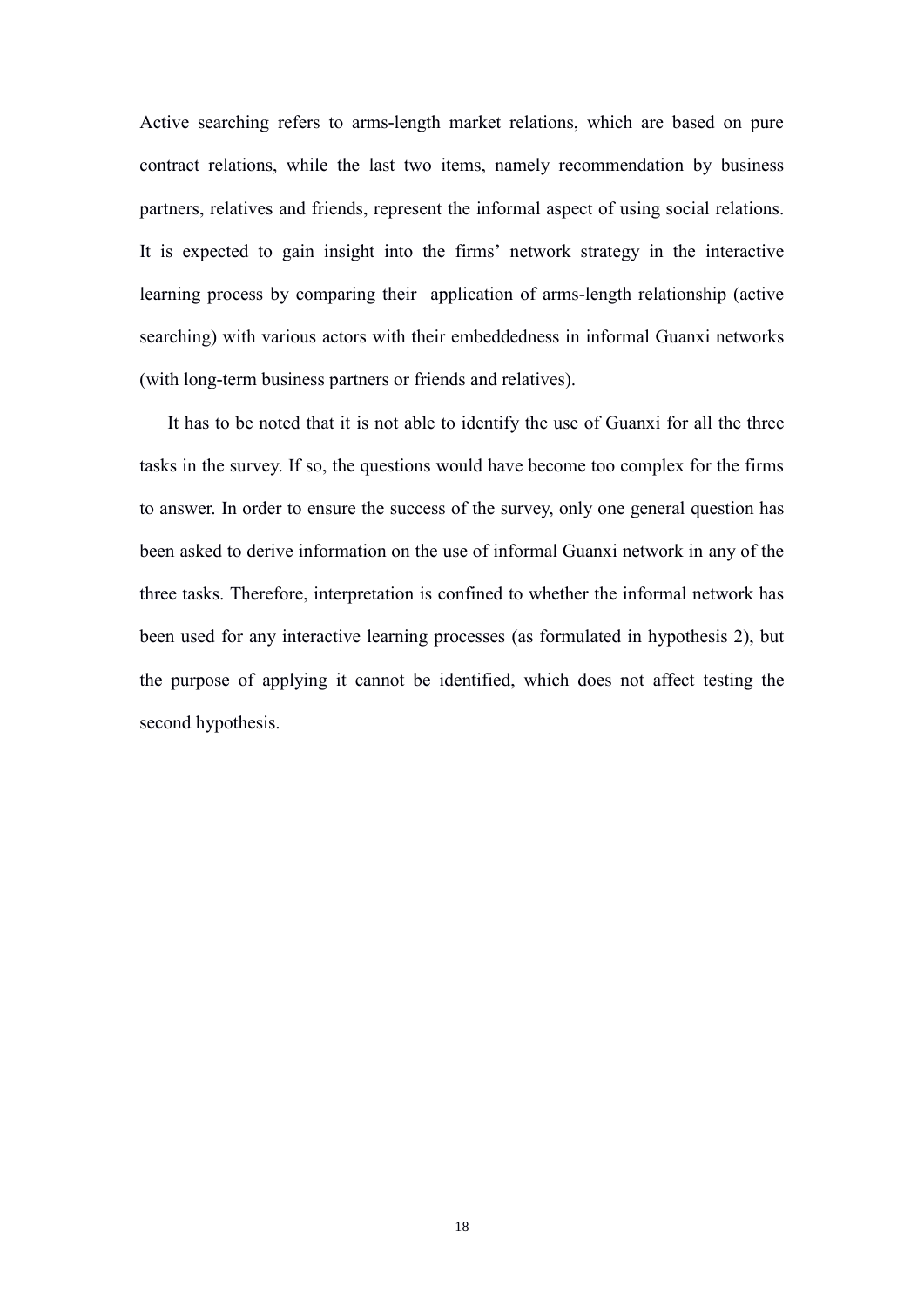Active searching refers to arms-length market relations, which are based on pure contract relations, while the last two items, namely recommendation by business partners, relatives and friends, represent the informal aspect of using social relations. It is expected to gain insight into the firms' network strategy in the interactive learning process by comparing their application of arms-length relationship (active searching) with various actors with their embeddedness in informal Guanxi networks (with long-term business partners or friends and relatives).

It has to be noted that it is not able to identify the use of Guanxi for all the three tasks in the survey. If so, the questions would have become too complex for the firms to answer. In order to ensure the success of the survey, only one general question has been asked to derive information on the use of informal Guanxi network in any of the three tasks. Therefore, interpretation is confined to whether the informal network has been used for any interactive learning processes (as formulated in hypothesis 2), but the purpose of applying it cannot be identified, which does not affect testing the second hypothesis.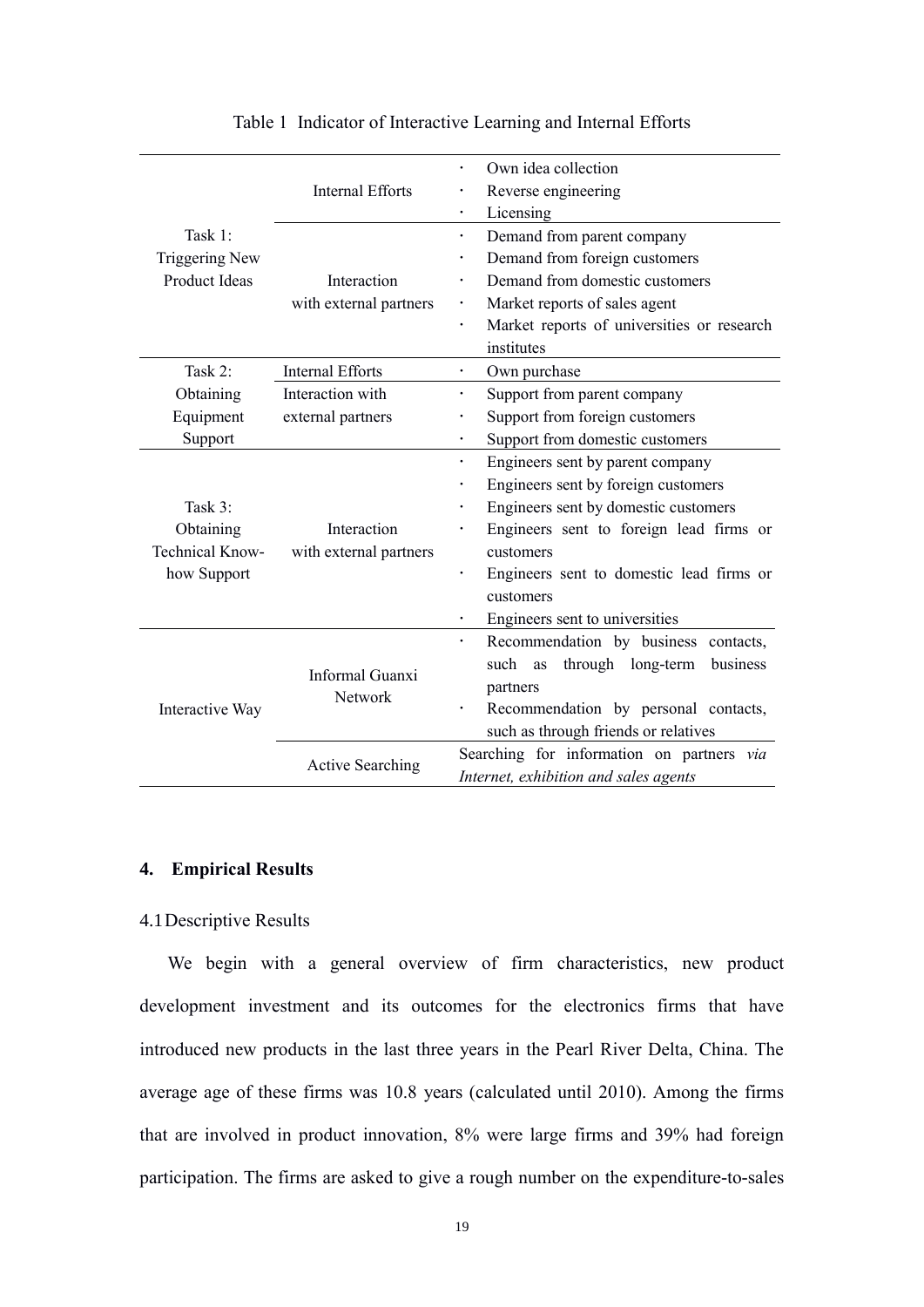Table 1 Indicator of Interactive Learning and Internal Efforts

| | | |
|---|---|---|
| Task 1: Triggering New Product Ideas | Internal Efforts | · Own idea collection<br>· Reverse engineering<br>· Licensing |
| | Interaction with external partners | · Demand from parent company<br>· Demand from foreign customers<br>· Demand from domestic customers<br>· Market reports of sales agent<br>· Market reports of universities or research institutes |
| Task 2: Obtaining Equipment Support | Internal Efforts | · Own purchase |
| | Interaction with external partners | · Support from parent company<br>· Support from foreign customers<br>· Support from domestic customers |
| Task 3: Obtaining Technical Know-how Support | Interaction with external partners | · Engineers sent by parent company<br>· Engineers sent by foreign customers<br>· Engineers sent by domestic customers<br>· Engineers sent to foreign lead firms or customers<br>· Engineers sent to domestic lead firms or customers<br>· Engineers sent to universities |
| Interactive Way | Informal Guanxi Network | · Recommendation by business contacts, such as through long-term business partners<br>· Recommendation by personal contacts, such as through friends or relatives |
| | Active Searching | Searching for information on partners *via Internet, exhibition and sales agents* |

## 4. Empirical Results

### 4.1 Descriptive Results

We begin with a general overview of firm characteristics, new product development investment and its outcomes for the electronics firms that have introduced new products in the last three years in the Pearl River Delta, China. The average age of these firms was 10.8 years (calculated until 2010). Among the firms that are involved in product innovation, 8% were large firms and 39% had foreign participation. The firms are asked to give a rough number on the expenditure-to-sales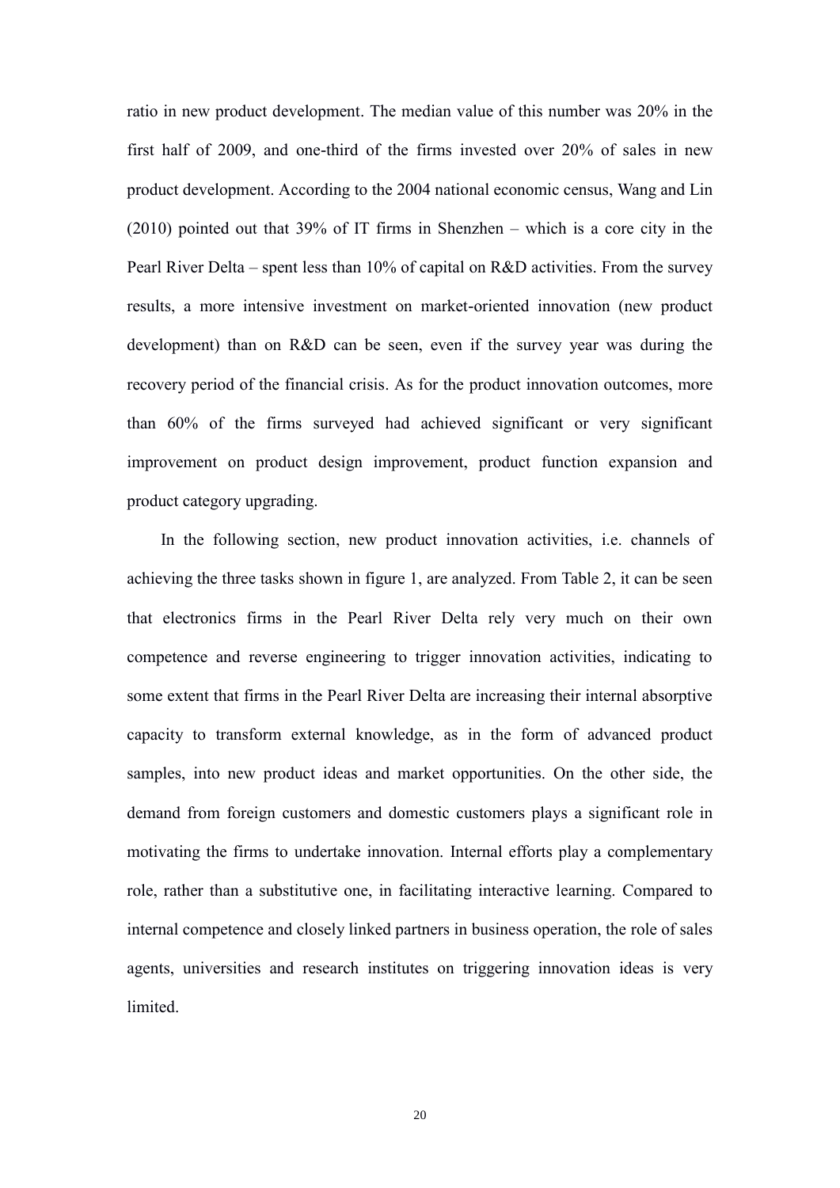ratio in new product development. The median value of this number was 20% in the first half of 2009, and one-third of the firms invested over 20% of sales in new product development. According to the 2004 national economic census, Wang and Lin (2010) pointed out that 39% of IT firms in Shenzhen – which is a core city in the Pearl River Delta – spent less than 10% of capital on R&D activities. From the survey results, a more intensive investment on market-oriented innovation (new product development) than on R&D can be seen, even if the survey year was during the recovery period of the financial crisis. As for the product innovation outcomes, more than 60% of the firms surveyed had achieved significant or very significant improvement on product design improvement, product function expansion and product category upgrading.

In the following section, new product innovation activities, i.e. channels of achieving the three tasks shown in figure 1, are analyzed. From Table 2, it can be seen that electronics firms in the Pearl River Delta rely very much on their own competence and reverse engineering to trigger innovation activities, indicating to some extent that firms in the Pearl River Delta are increasing their internal absorptive capacity to transform external knowledge, as in the form of advanced product samples, into new product ideas and market opportunities. On the other side, the demand from foreign customers and domestic customers plays a significant role in motivating the firms to undertake innovation. Internal efforts play a complementary role, rather than a substitutive one, in facilitating interactive learning. Compared to internal competence and closely linked partners in business operation, the role of sales agents, universities and research institutes on triggering innovation ideas is very limited.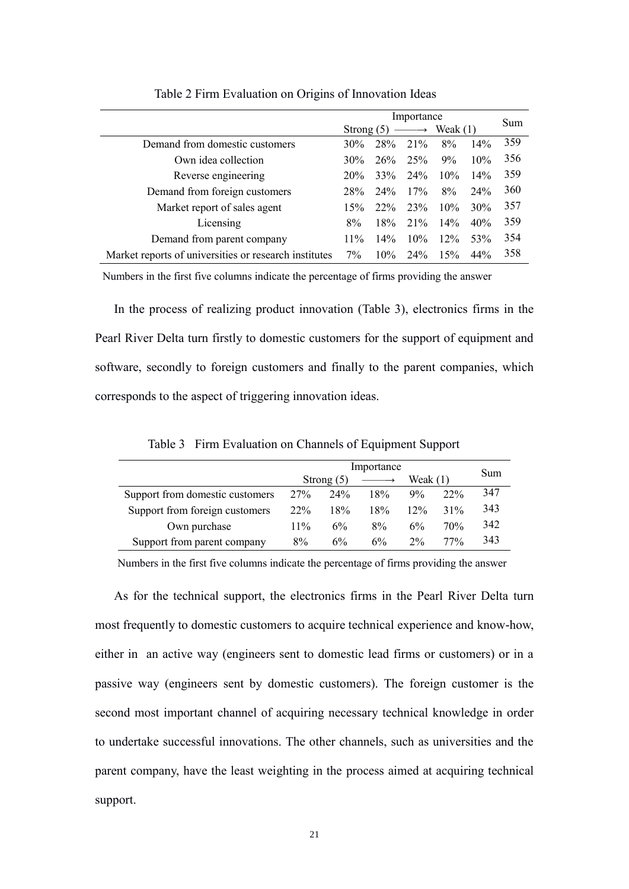Table 2 Firm Evaluation on Origins of Innovation Ideas

| | Importance | | | | | Sum |
|---|---|---|---|---|---|---|
| | Strong (5) | ⟶ | | Weak (1) | | |
| Demand from domestic customers | 30% | 28% | 21% | 8% | 14% | 359 |
| Own idea collection | 30% | 26% | 25% | 9% | 10% | 356 |
| Reverse engineering | 20% | 33% | 24% | 10% | 14% | 359 |
| Demand from foreign customers | 28% | 24% | 17% | 8% | 24% | 360 |
| Market report of sales agent | 15% | 22% | 23% | 10% | 30% | 357 |
| Licensing | 8% | 18% | 21% | 14% | 40% | 359 |
| Demand from parent company | 11% | 14% | 10% | 12% | 53% | 354 |
| Market reports of universities or research institutes | 7% | 10% | 24% | 15% | 44% | 358 |

Numbers in the first five columns indicate the percentage of firms providing the answer

In the process of realizing product innovation (Table 3), electronics firms in the Pearl River Delta turn firstly to domestic customers for the support of equipment and software, secondly to foreign customers and finally to the parent companies, which corresponds to the aspect of triggering innovation ideas.

Table 3 Firm Evaluation on Channels of Equipment Support

| | Importance | | | | | Sum |
|---|---|---|---|---|---|---|
| | Strong (5) | ⟶ | | Weak (1) | | |
| Support from domestic customers | 27% | 24% | 18% | 9% | 22% | 347 |
| Support from foreign customers | 22% | 18% | 18% | 12% | 31% | 343 |
| Own purchase | 11% | 6% | 8% | 6% | 70% | 342 |
| Support from parent company | 8% | 6% | 6% | 2% | 77% | 343 |

Numbers in the first five columns indicate the percentage of firms providing the answer

As for the technical support, the electronics firms in the Pearl River Delta turn most frequently to domestic customers to acquire technical experience and know-how, either in an active way (engineers sent to domestic lead firms or customers) or in a passive way (engineers sent by domestic customers). The foreign customer is the second most important channel of acquiring necessary technical knowledge in order to undertake successful innovations. The other channels, such as universities and the parent company, have the least weighting in the process aimed at acquiring technical support.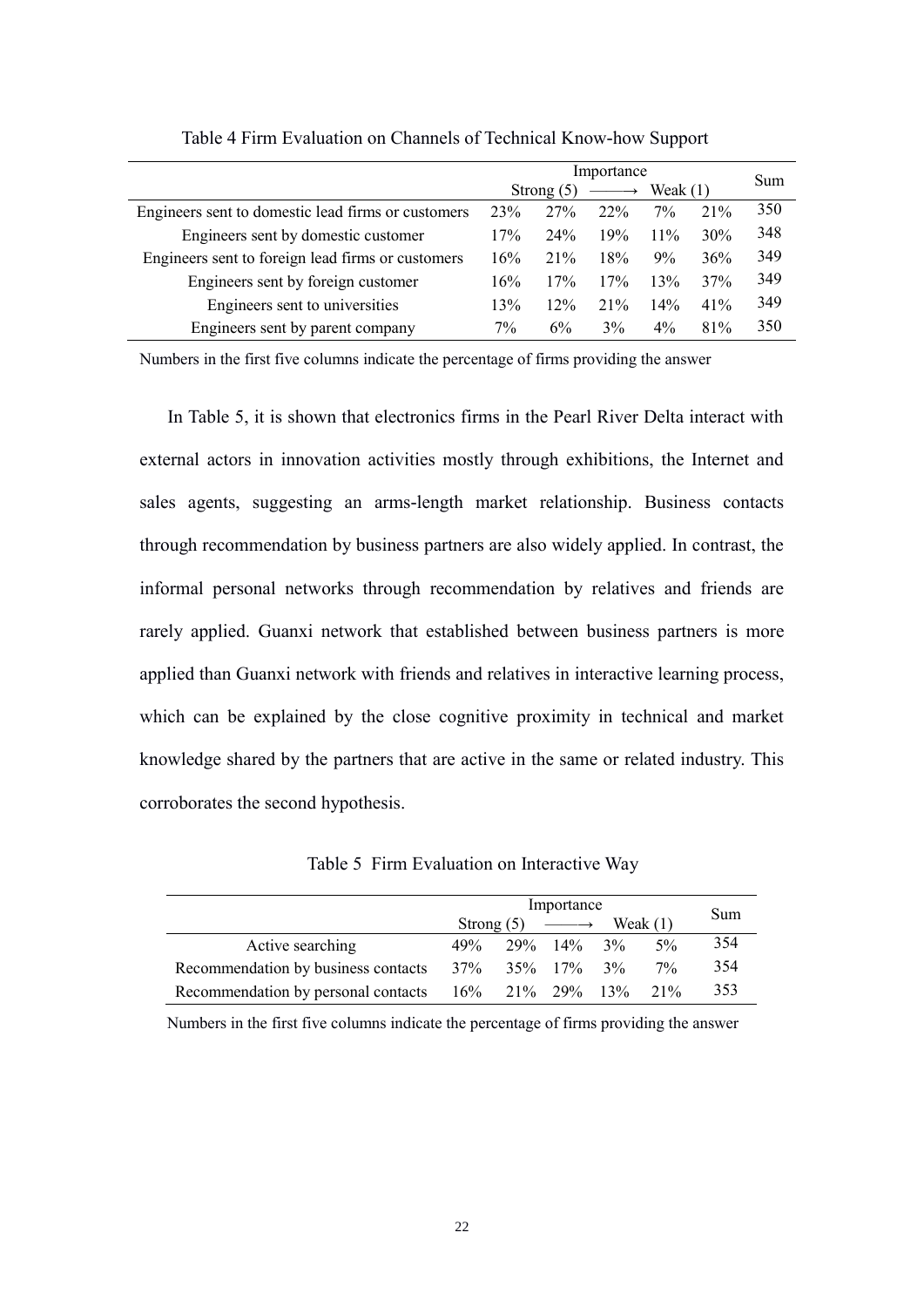Table 4 Firm Evaluation on Channels of Technical Know-how Support

| | Importance | | | | | Sum |
|---|---|---|---|---|---|---|
| | Strong (5) | ⟶ | | Weak (1) | | |
| Engineers sent to domestic lead firms or customers | 23% | 27% | 22% | 7% | 21% | 350 |
| Engineers sent by domestic customer | 17% | 24% | 19% | 11% | 30% | 348 |
| Engineers sent to foreign lead firms or customers | 16% | 21% | 18% | 9% | 36% | 349 |
| Engineers sent by foreign customer | 16% | 17% | 17% | 13% | 37% | 349 |
| Engineers sent to universities | 13% | 12% | 21% | 14% | 41% | 349 |
| Engineers sent by parent company | 7% | 6% | 3% | 4% | 81% | 350 |

Numbers in the first five columns indicate the percentage of firms providing the answer

In Table 5, it is shown that electronics firms in the Pearl River Delta interact with external actors in innovation activities mostly through exhibitions, the Internet and sales agents, suggesting an arms-length market relationship. Business contacts through recommendation by business partners are also widely applied. In contrast, the informal personal networks through recommendation by relatives and friends are rarely applied. Guanxi network that established between business partners is more applied than Guanxi network with friends and relatives in interactive learning process, which can be explained by the close cognitive proximity in technical and market knowledge shared by the partners that are active in the same or related industry. This corroborates the second hypothesis.

Table 5 Firm Evaluation on Interactive Way

| | Importance | | | | | Sum |
|---|---|---|---|---|---|---|
| | Strong (5) | ⟶ | | Weak (1) | | |
| Active searching | 49% | 29% | 14% | 3% | 5% | 354 |
| Recommendation by business contacts | 37% | 35% | 17% | 3% | 7% | 354 |
| Recommendation by personal contacts | 16% | 21% | 29% | 13% | 21% | 353 |

Numbers in the first five columns indicate the percentage of firms providing the answer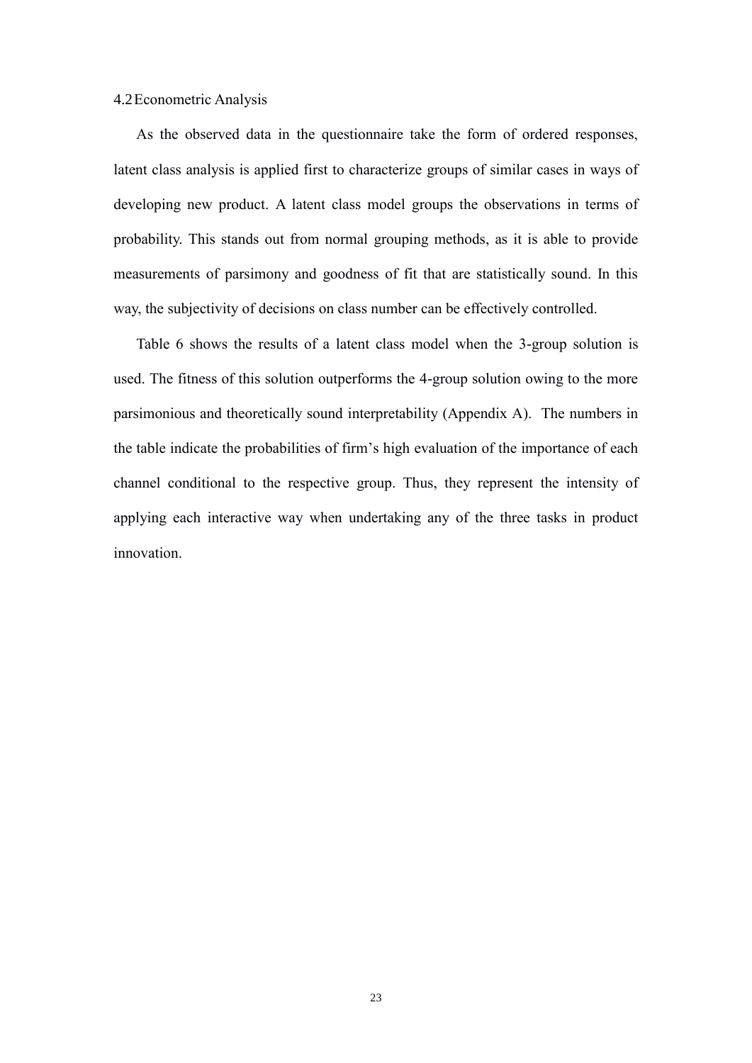### 4.2 Econometric Analysis

As the observed data in the questionnaire take the form of ordered responses, latent class analysis is applied first to characterize groups of similar cases in ways of developing new product. A latent class model groups the observations in terms of probability. This stands out from normal grouping methods, as it is able to provide measurements of parsimony and goodness of fit that are statistically sound. In this way, the subjectivity of decisions on class number can be effectively controlled.

Table 6 shows the results of a latent class model when the 3-group solution is used. The fitness of this solution outperforms the 4-group solution owing to the more parsimonious and theoretically sound interpretability (Appendix A). The numbers in the table indicate the probabilities of firm's high evaluation of the importance of each channel conditional to the respective group. Thus, they represent the intensity of applying each interactive way when undertaking any of the three tasks in product innovation.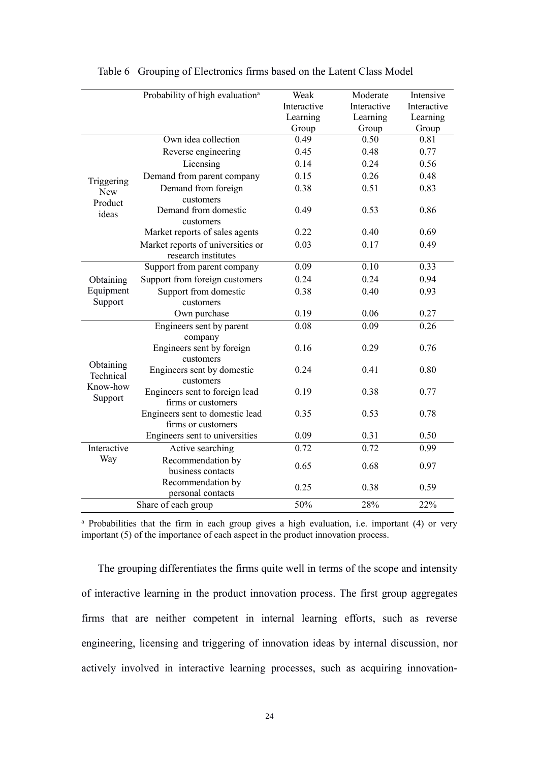Table 6 Grouping of Electronics firms based on the Latent Class Model

| | Probability of high evaluation[a] | Weak Interactive Learning Group | Moderate Interactive Learning Group | Intensive Interactive Learning Group |
|---|---|---|---|---|
| Triggering New Product ideas | Own idea collection | 0.49 | 0.50 | 0.81 |
| | Reverse engineering | 0.45 | 0.48 | 0.77 |
| | Licensing | 0.14 | 0.24 | 0.56 |
| | Demand from parent company | 0.15 | 0.26 | 0.48 |
| | Demand from foreign customers | 0.38 | 0.51 | 0.83 |
| | Demand from domestic customers | 0.49 | 0.53 | 0.86 |
| | Market reports of sales agents | 0.22 | 0.40 | 0.69 |
| | Market reports of universities or research institutes | 0.03 | 0.17 | 0.49 |
| Obtaining Equipment Support | Support from parent company | 0.09 | 0.10 | 0.33 |
| | Support from foreign customers | 0.24 | 0.24 | 0.94 |
| | Support from domestic customers | 0.38 | 0.40 | 0.93 |
| | Own purchase | 0.19 | 0.06 | 0.27 |
| Obtaining Technical Know-how Support | Engineers sent by parent company | 0.08 | 0.09 | 0.26 |
| | Engineers sent by foreign customers | 0.16 | 0.29 | 0.76 |
| | Engineers sent by domestic customers | 0.24 | 0.41 | 0.80 |
| | Engineers sent to foreign lead firms or customers | 0.19 | 0.38 | 0.77 |
| | Engineers sent to domestic lead firms or customers | 0.35 | 0.53 | 0.78 |
| | Engineers sent to universities | 0.09 | 0.31 | 0.50 |
| Interactive Way | Active searching | 0.72 | 0.72 | 0.99 |
| | Recommendation by business contacts | 0.65 | 0.68 | 0.97 |
| | Recommendation by personal contacts | 0.25 | 0.38 | 0.59 |
| Share of each group | | 50% | 28% | 22% |

[a] Probabilities that the firm in each group gives a high evaluation, i.e. important (4) or very important (5) of the importance of each aspect in the product innovation process.

The grouping differentiates the firms quite well in terms of the scope and intensity of interactive learning in the product innovation process. The first group aggregates firms that are neither competent in internal learning efforts, such as reverse engineering, licensing and triggering of innovation ideas by internal discussion, nor actively involved in interactive learning processes, such as acquiring innovation-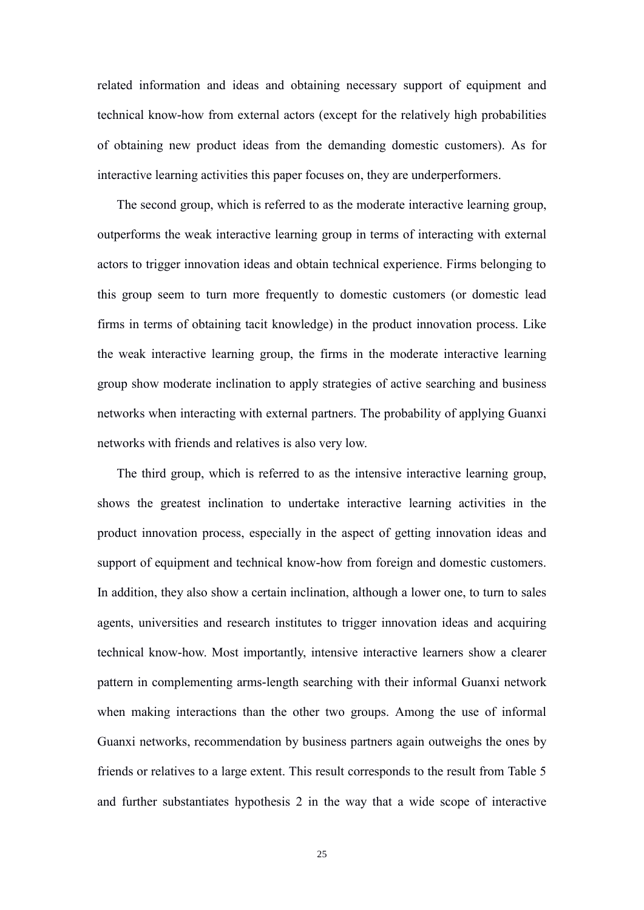related information and ideas and obtaining necessary support of equipment and technical know-how from external actors (except for the relatively high probabilities of obtaining new product ideas from the demanding domestic customers). As for interactive learning activities this paper focuses on, they are underperformers.

The second group, which is referred to as the moderate interactive learning group, outperforms the weak interactive learning group in terms of interacting with external actors to trigger innovation ideas and obtain technical experience. Firms belonging to this group seem to turn more frequently to domestic customers (or domestic lead firms in terms of obtaining tacit knowledge) in the product innovation process. Like the weak interactive learning group, the firms in the moderate interactive learning group show moderate inclination to apply strategies of active searching and business networks when interacting with external partners. The probability of applying Guanxi networks with friends and relatives is also very low.

The third group, which is referred to as the intensive interactive learning group, shows the greatest inclination to undertake interactive learning activities in the product innovation process, especially in the aspect of getting innovation ideas and support of equipment and technical know-how from foreign and domestic customers. In addition, they also show a certain inclination, although a lower one, to turn to sales agents, universities and research institutes to trigger innovation ideas and acquiring technical know-how. Most importantly, intensive interactive learners show a clearer pattern in complementing arms-length searching with their informal Guanxi network when making interactions than the other two groups. Among the use of informal Guanxi networks, recommendation by business partners again outweighs the ones by friends or relatives to a large extent. This result corresponds to the result from Table 5 and further substantiates hypothesis 2 in the way that a wide scope of interactive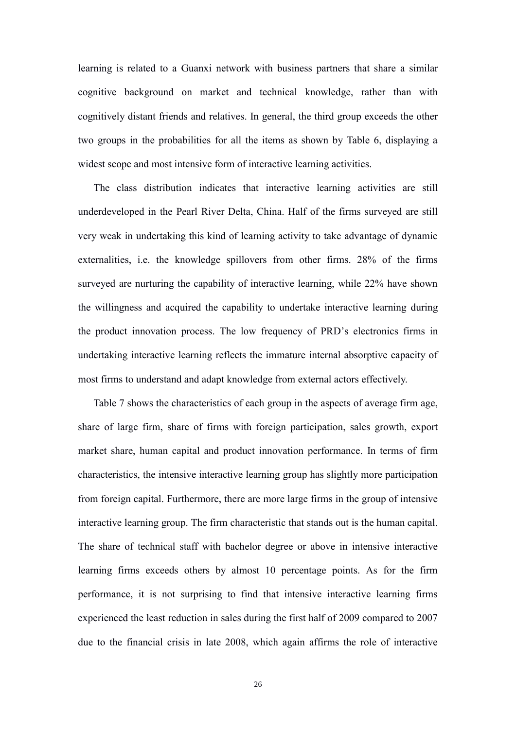learning is related to a Guanxi network with business partners that share a similar cognitive background on market and technical knowledge, rather than with cognitively distant friends and relatives. In general, the third group exceeds the other two groups in the probabilities for all the items as shown by Table 6, displaying a widest scope and most intensive form of interactive learning activities.

The class distribution indicates that interactive learning activities are still underdeveloped in the Pearl River Delta, China. Half of the firms surveyed are still very weak in undertaking this kind of learning activity to take advantage of dynamic externalities, i.e. the knowledge spillovers from other firms. 28% of the firms surveyed are nurturing the capability of interactive learning, while 22% have shown the willingness and acquired the capability to undertake interactive learning during the product innovation process. The low frequency of PRD's electronics firms in undertaking interactive learning reflects the immature internal absorptive capacity of most firms to understand and adapt knowledge from external actors effectively.

Table 7 shows the characteristics of each group in the aspects of average firm age, share of large firm, share of firms with foreign participation, sales growth, export market share, human capital and product innovation performance. In terms of firm characteristics, the intensive interactive learning group has slightly more participation from foreign capital. Furthermore, there are more large firms in the group of intensive interactive learning group. The firm characteristic that stands out is the human capital. The share of technical staff with bachelor degree or above in intensive interactive learning firms exceeds others by almost 10 percentage points. As for the firm performance, it is not surprising to find that intensive interactive learning firms experienced the least reduction in sales during the first half of 2009 compared to 2007 due to the financial crisis in late 2008, which again affirms the role of interactive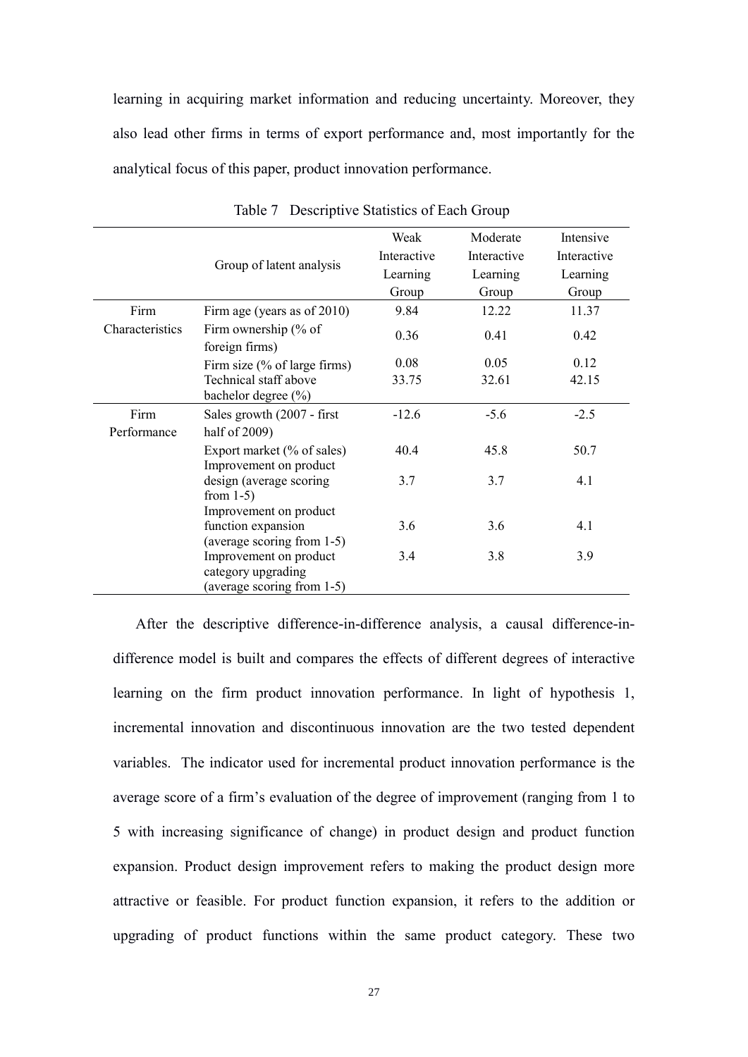learning in acquiring market information and reducing uncertainty. Moreover, they also lead other firms in terms of export performance and, most importantly for the analytical focus of this paper, product innovation performance.

Table 7 Descriptive Statistics of Each Group

| | Group of latent analysis | Weak Interactive Learning Group | Moderate Interactive Learning Group | Intensive Interactive Learning Group |
|---|---|---|---|---|
| Firm Characteristics | Firm age (years as of 2010) | 9.84 | 12.22 | 11.37 |
| | Firm ownership (% of foreign firms) | 0.36 | 0.41 | 0.42 |
| | Firm size (% of large firms) | 0.08 | 0.05 | 0.12 |
| | Technical staff above bachelor degree (%) | 33.75 | 32.61 | 42.15 |
| Firm Performance | Sales growth (2007 - first half of 2009) | -12.6 | -5.6 | -2.5 |
| | Export market (% of sales) | 40.4 | 45.8 | 50.7 |
| | Improvement on product design (average scoring from 1-5) | 3.7 | 3.7 | 4.1 |
| | Improvement on product function expansion (average scoring from 1-5) | 3.6 | 3.6 | 4.1 |
| | Improvement on product category upgrading (average scoring from 1-5) | 3.4 | 3.8 | 3.9 |

After the descriptive difference-in-difference analysis, a causal difference-in-difference model is built and compares the effects of different degrees of interactive learning on the firm product innovation performance. In light of hypothesis 1, incremental innovation and discontinuous innovation are the two tested dependent variables. The indicator used for incremental product innovation performance is the average score of a firm's evaluation of the degree of improvement (ranging from 1 to 5 with increasing significance of change) in product design and product function expansion. Product design improvement refers to making the product design more attractive or feasible. For product function expansion, it refers to the addition or upgrading of product functions within the same product category. These two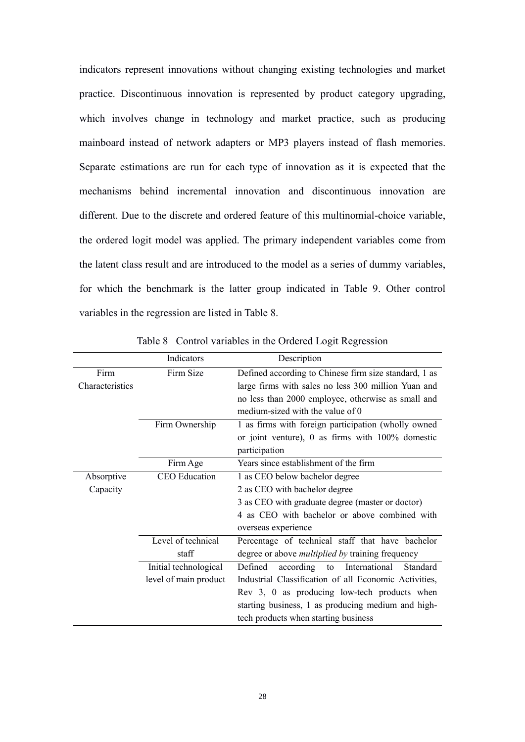indicators represent innovations without changing existing technologies and market practice. Discontinuous innovation is represented by product category upgrading, which involves change in technology and market practice, such as producing mainboard instead of network adapters or MP3 players instead of flash memories. Separate estimations are run for each type of innovation as it is expected that the mechanisms behind incremental innovation and discontinuous innovation are different. Due to the discrete and ordered feature of this multinomial-choice variable, the ordered logit model was applied. The primary independent variables come from the latent class result and are introduced to the model as a series of dummy variables, for which the benchmark is the latter group indicated in Table 9. Other control variables in the regression are listed in Table 8.

Table 8 Control variables in the Ordered Logit Regression

| | Indicators | Description |
|---|---|---|
| Firm Characteristics | Firm Size | Defined according to Chinese firm size standard, 1 as large firms with sales no less 300 million Yuan and no less than 2000 employee, otherwise as small and medium-sized with the value of 0 |
| | Firm Ownership | 1 as firms with foreign participation (wholly owned or joint venture), 0 as firms with 100% domestic participation |
| | Firm Age | Years since establishment of the firm |
| Absorptive Capacity | CEO Education | 1 as CEO below bachelor degree<br>2 as CEO with bachelor degree<br>3 as CEO with graduate degree (master or doctor)<br>4 as CEO with bachelor or above combined with overseas experience |
| | Level of technical staff | Percentage of technical staff that have bachelor degree or above *multiplied by* training frequency |
| | Initial technological level of main product | Defined according to International Standard Industrial Classification of all Economic Activities, Rev 3, 0 as producing low-tech products when starting business, 1 as producing medium and high-tech products when starting business |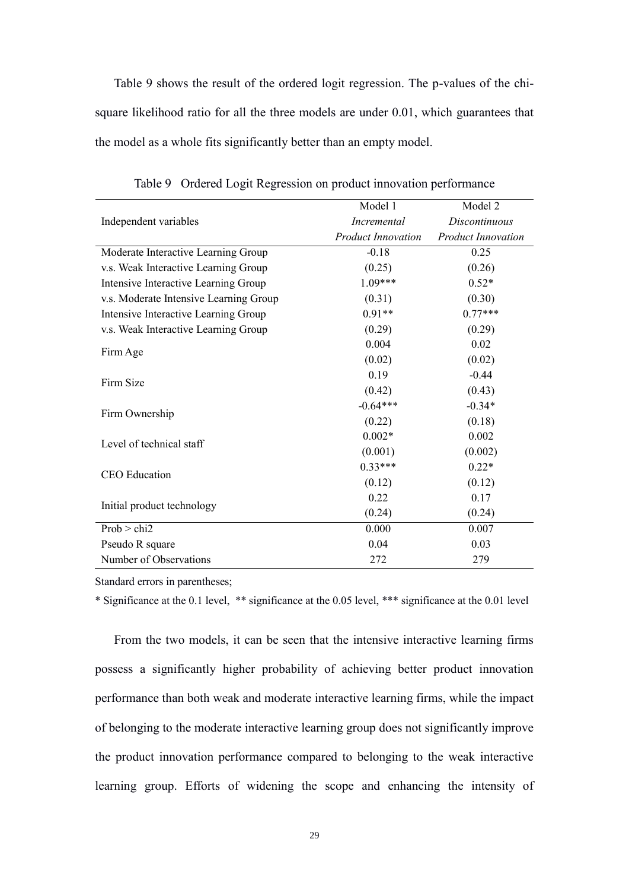Table 9 shows the result of the ordered logit regression. The p-values of the chi-square likelihood ratio for all the three models are under 0.01, which guarantees that the model as a whole fits significantly better than an empty model.

Table 9 Ordered Logit Regression on product innovation performance

| Independent variables | Model 1 *Incremental Product Innovation* | Model 2 *Discontinuous Product Innovation* |
|---|---|---|
| Moderate Interactive Learning Group v.s. Weak Interactive Learning Group | -0.18 (0.25) | 0.25 (0.26) |
| Intensive Interactive Learning Group v.s. Moderate Intensive Learning Group | 1.09*** (0.31) | 0.52* (0.30) |
| Intensive Interactive Learning Group v.s. Weak Interactive Learning Group | 0.91** (0.29) | 0.77*** (0.29) |
| Firm Age | 0.004 (0.02) | 0.02 (0.02) |
| Firm Size | 0.19 (0.42) | -0.44 (0.43) |
| Firm Ownership | -0.64*** (0.22) | -0.34* (0.18) |
| Level of technical staff | 0.002* (0.001) | 0.002 (0.002) |
| CEO Education | 0.33*** (0.12) | 0.22* (0.12) |
| Initial product technology | 0.22 (0.24) | 0.17 (0.24) |
| Prob > chi2 | 0.000 | 0.007 |
| Pseudo R square | 0.04 | 0.03 |
| Number of Observations | 272 | 279 |

Standard errors in parentheses;

* Significance at the 0.1 level, ** significance at the 0.05 level, *** significance at the 0.01 level

From the two models, it can be seen that the intensive interactive learning firms possess a significantly higher probability of achieving better product innovation performance than both weak and moderate interactive learning firms, while the impact of belonging to the moderate interactive learning group does not significantly improve the product innovation performance compared to belonging to the weak interactive learning group. Efforts of widening the scope and enhancing the intensity of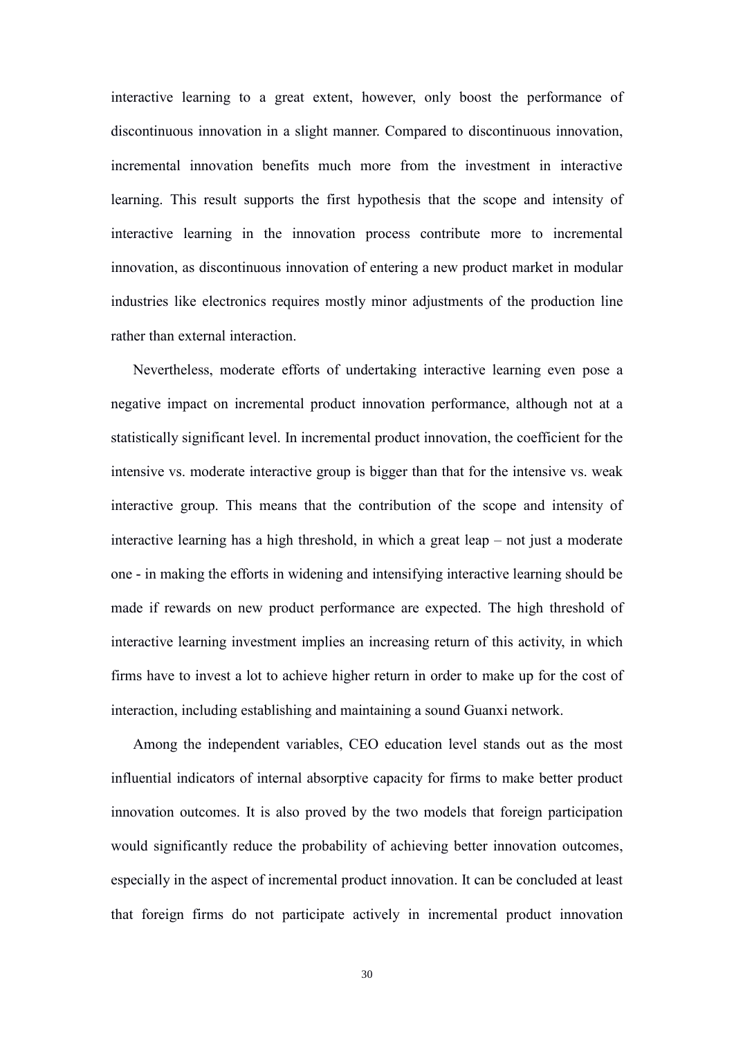interactive learning to a great extent, however, only boost the performance of discontinuous innovation in a slight manner. Compared to discontinuous innovation, incremental innovation benefits much more from the investment in interactive learning. This result supports the first hypothesis that the scope and intensity of interactive learning in the innovation process contribute more to incremental innovation, as discontinuous innovation of entering a new product market in modular industries like electronics requires mostly minor adjustments of the production line rather than external interaction.

Nevertheless, moderate efforts of undertaking interactive learning even pose a negative impact on incremental product innovation performance, although not at a statistically significant level. In incremental product innovation, the coefficient for the intensive vs. moderate interactive group is bigger than that for the intensive vs. weak interactive group. This means that the contribution of the scope and intensity of interactive learning has a high threshold, in which a great leap – not just a moderate one - in making the efforts in widening and intensifying interactive learning should be made if rewards on new product performance are expected. The high threshold of interactive learning investment implies an increasing return of this activity, in which firms have to invest a lot to achieve higher return in order to make up for the cost of interaction, including establishing and maintaining a sound Guanxi network.

Among the independent variables, CEO education level stands out as the most influential indicators of internal absorptive capacity for firms to make better product innovation outcomes. It is also proved by the two models that foreign participation would significantly reduce the probability of achieving better innovation outcomes, especially in the aspect of incremental product innovation. It can be concluded at least that foreign firms do not participate actively in incremental product innovation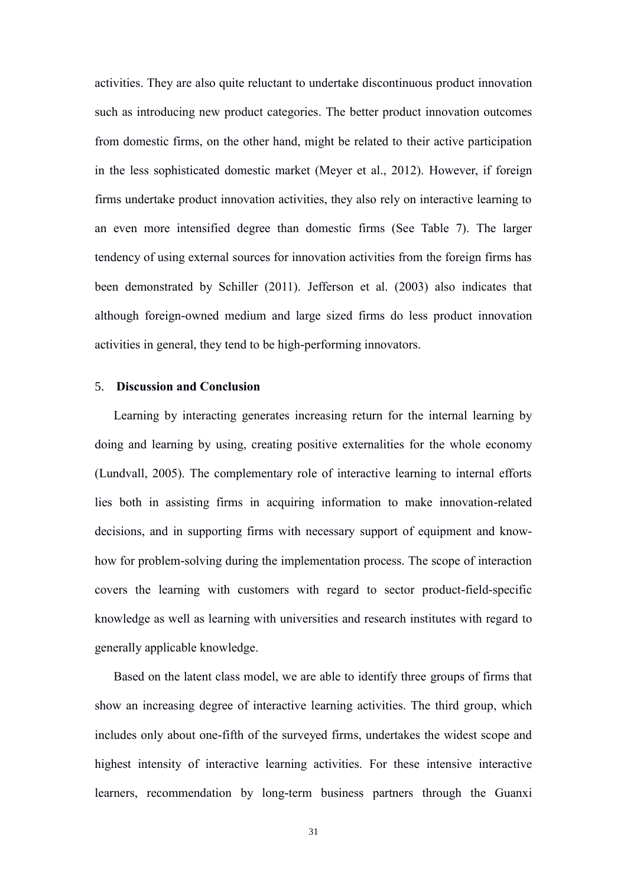activities. They are also quite reluctant to undertake discontinuous product innovation such as introducing new product categories. The better product innovation outcomes from domestic firms, on the other hand, might be related to their active participation in the less sophisticated domestic market (Meyer et al., 2012). However, if foreign firms undertake product innovation activities, they also rely on interactive learning to an even more intensified degree than domestic firms (See Table 7). The larger tendency of using external sources for innovation activities from the foreign firms has been demonstrated by Schiller (2011). Jefferson et al. (2003) also indicates that although foreign-owned medium and large sized firms do less product innovation activities in general, they tend to be high-performing innovators.

## 5. **Discussion and Conclusion**

Learning by interacting generates increasing return for the internal learning by doing and learning by using, creating positive externalities for the whole economy (Lundvall, 2005). The complementary role of interactive learning to internal efforts lies both in assisting firms in acquiring information to make innovation-related decisions, and in supporting firms with necessary support of equipment and know-how for problem-solving during the implementation process. The scope of interaction covers the learning with customers with regard to sector product-field-specific knowledge as well as learning with universities and research institutes with regard to generally applicable knowledge.

Based on the latent class model, we are able to identify three groups of firms that show an increasing degree of interactive learning activities. The third group, which includes only about one-fifth of the surveyed firms, undertakes the widest scope and highest intensity of interactive learning activities. For these intensive interactive learners, recommendation by long-term business partners through the Guanxi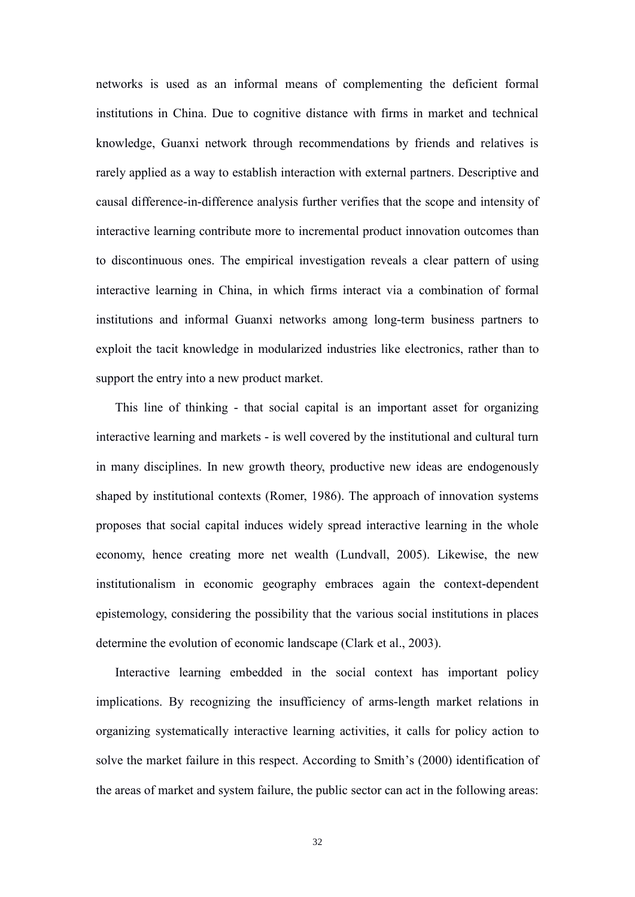networks is used as an informal means of complementing the deficient formal institutions in China. Due to cognitive distance with firms in market and technical knowledge, Guanxi network through recommendations by friends and relatives is rarely applied as a way to establish interaction with external partners. Descriptive and causal difference-in-difference analysis further verifies that the scope and intensity of interactive learning contribute more to incremental product innovation outcomes than to discontinuous ones. The empirical investigation reveals a clear pattern of using interactive learning in China, in which firms interact via a combination of formal institutions and informal Guanxi networks among long-term business partners to exploit the tacit knowledge in modularized industries like electronics, rather than to support the entry into a new product market.

This line of thinking - that social capital is an important asset for organizing interactive learning and markets - is well covered by the institutional and cultural turn in many disciplines. In new growth theory, productive new ideas are endogenously shaped by institutional contexts (Romer, 1986). The approach of innovation systems proposes that social capital induces widely spread interactive learning in the whole economy, hence creating more net wealth (Lundvall, 2005). Likewise, the new institutionalism in economic geography embraces again the context-dependent epistemology, considering the possibility that the various social institutions in places determine the evolution of economic landscape (Clark et al., 2003).

Interactive learning embedded in the social context has important policy implications. By recognizing the insufficiency of arms-length market relations in organizing systematically interactive learning activities, it calls for policy action to solve the market failure in this respect. According to Smith's (2000) identification of the areas of market and system failure, the public sector can act in the following areas: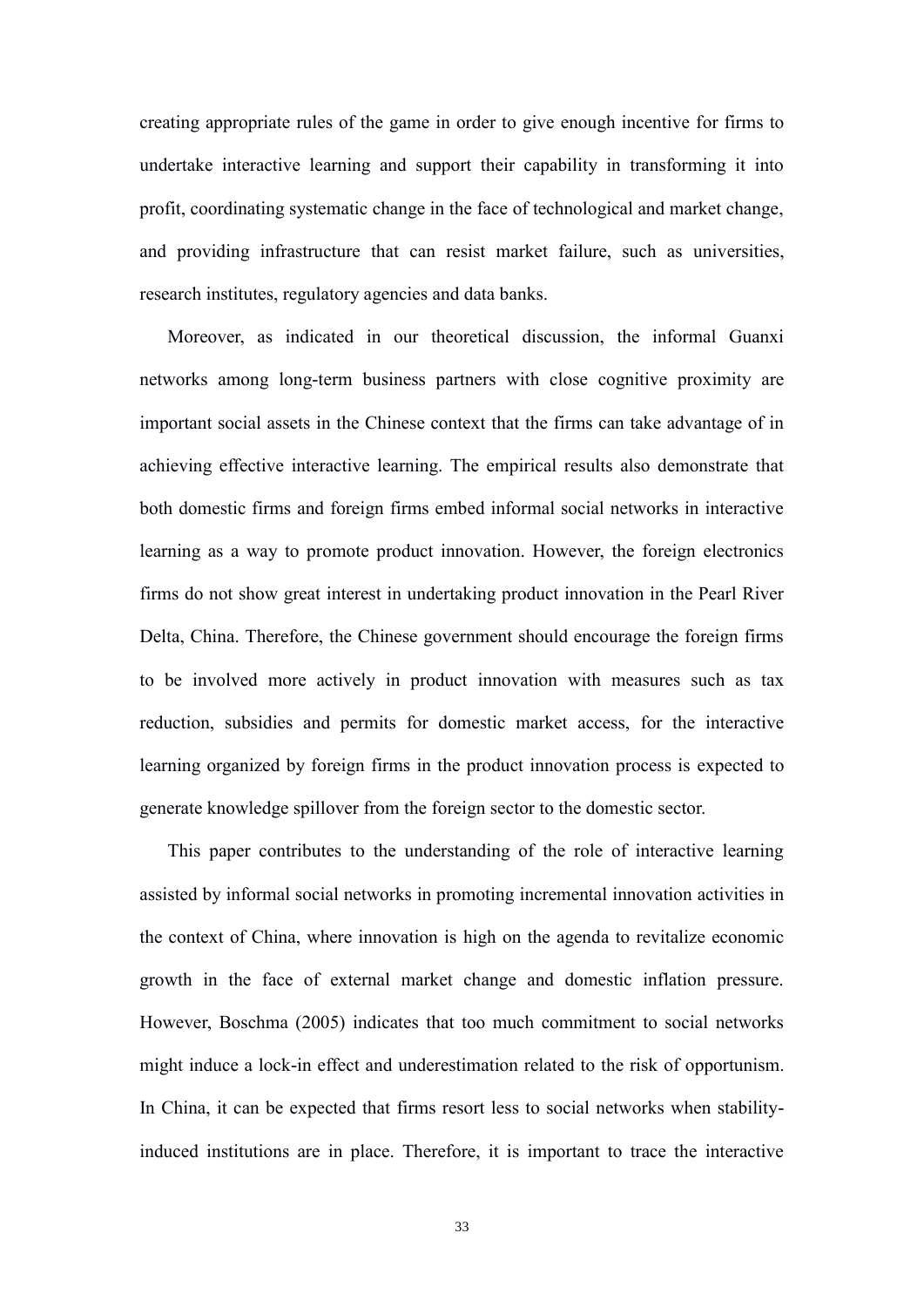creating appropriate rules of the game in order to give enough incentive for firms to undertake interactive learning and support their capability in transforming it into profit, coordinating systematic change in the face of technological and market change, and providing infrastructure that can resist market failure, such as universities, research institutes, regulatory agencies and data banks.

Moreover, as indicated in our theoretical discussion, the informal Guanxi networks among long-term business partners with close cognitive proximity are important social assets in the Chinese context that the firms can take advantage of in achieving effective interactive learning. The empirical results also demonstrate that both domestic firms and foreign firms embed informal social networks in interactive learning as a way to promote product innovation. However, the foreign electronics firms do not show great interest in undertaking product innovation in the Pearl River Delta, China. Therefore, the Chinese government should encourage the foreign firms to be involved more actively in product innovation with measures such as tax reduction, subsidies and permits for domestic market access, for the interactive learning organized by foreign firms in the product innovation process is expected to generate knowledge spillover from the foreign sector to the domestic sector.

This paper contributes to the understanding of the role of interactive learning assisted by informal social networks in promoting incremental innovation activities in the context of China, where innovation is high on the agenda to revitalize economic growth in the face of external market change and domestic inflation pressure. However, Boschma (2005) indicates that too much commitment to social networks might induce a lock-in effect and underestimation related to the risk of opportunism. In China, it can be expected that firms resort less to social networks when stability-induced institutions are in place. Therefore, it is important to trace the interactive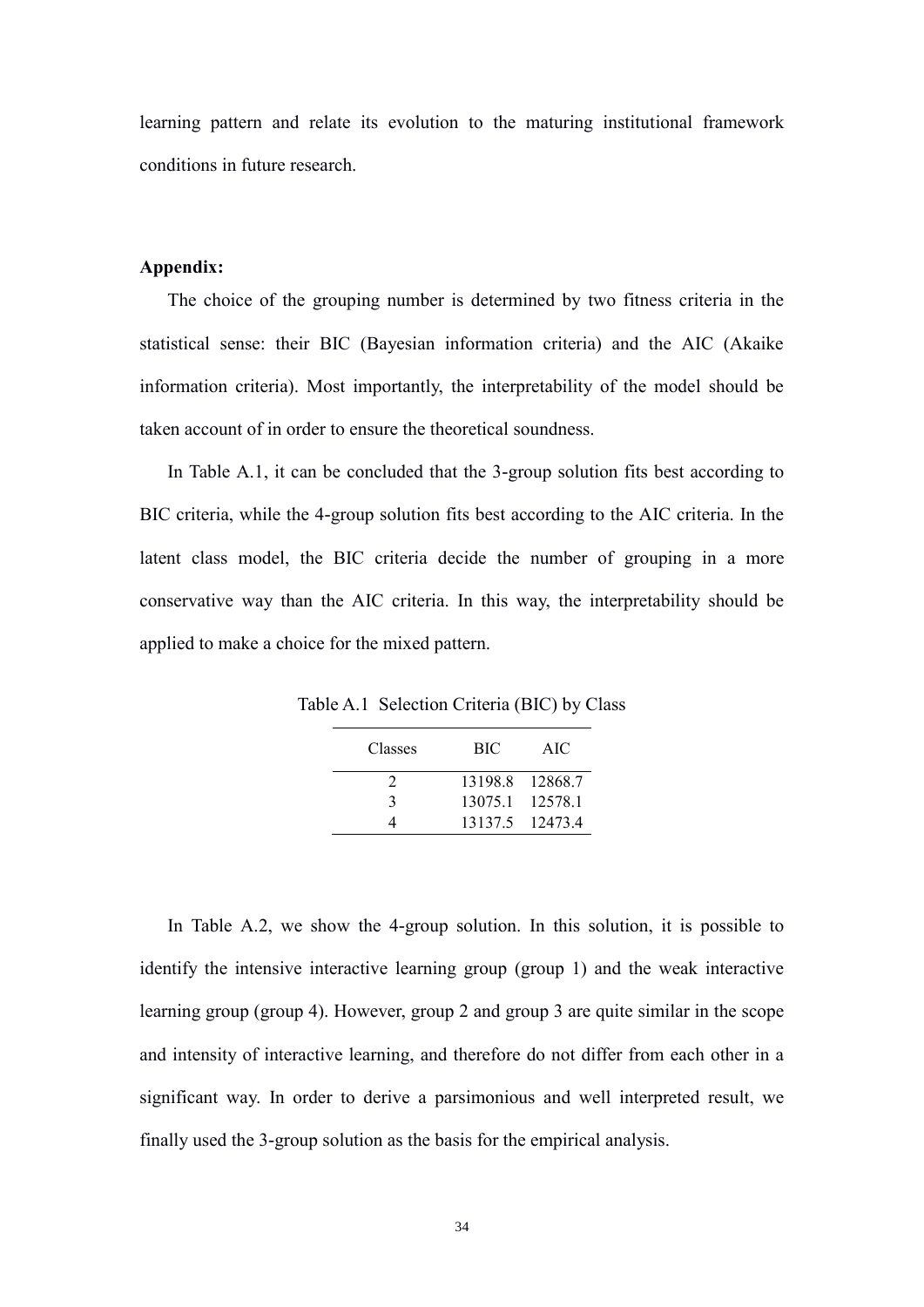learning pattern and relate its evolution to the maturing institutional framework conditions in future research.

**Appendix:**

The choice of the grouping number is determined by two fitness criteria in the statistical sense: their BIC (Bayesian information criteria) and the AIC (Akaike information criteria). Most importantly, the interpretability of the model should be taken account of in order to ensure the theoretical soundness.

In Table A.1, it can be concluded that the 3-group solution fits best according to BIC criteria, while the 4-group solution fits best according to the AIC criteria. In the latent class model, the BIC criteria decide the number of grouping in a more conservative way than the AIC criteria. In this way, the interpretability should be applied to make a choice for the mixed pattern.

Table A.1 Selection Criteria (BIC) by Class

| Classes | BIC | AIC |
|---|---|---|
| 2 | 13198.8 | 12868.7 |
| 3 | 13075.1 | 12578.1 |
| 4 | 13137.5 | 12473.4 |

In Table A.2, we show the 4-group solution. In this solution, it is possible to identify the intensive interactive learning group (group 1) and the weak interactive learning group (group 4). However, group 2 and group 3 are quite similar in the scope and intensity of interactive learning, and therefore do not differ from each other in a significant way. In order to derive a parsimonious and well interpreted result, we finally used the 3-group solution as the basis for the empirical analysis.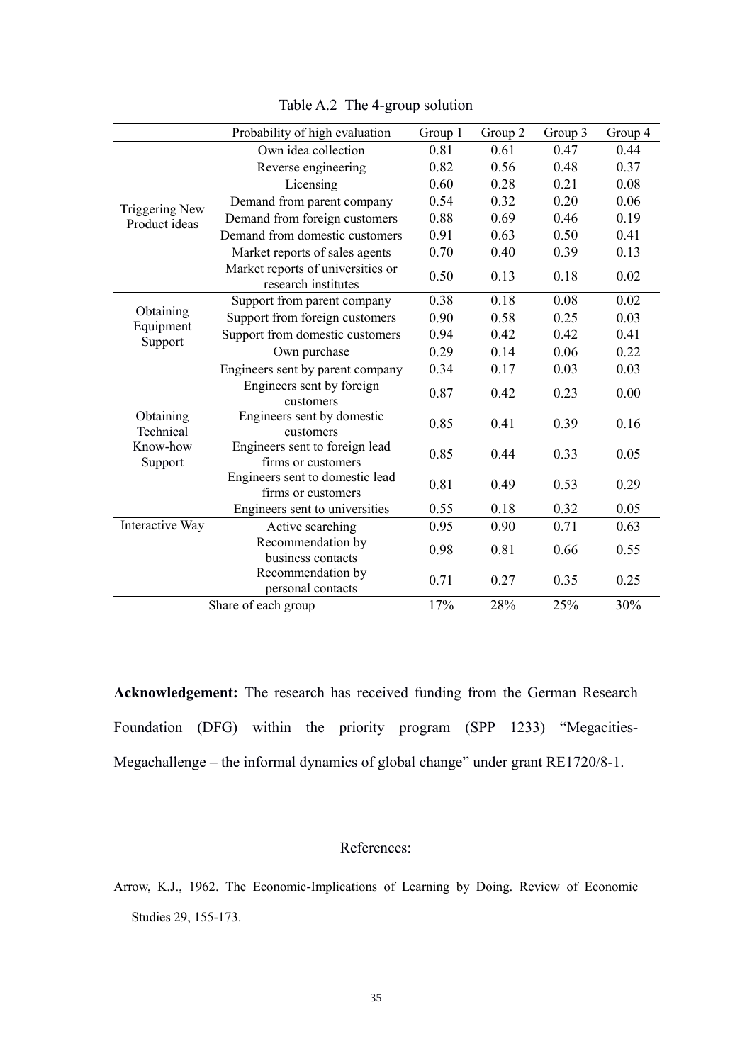Table A.2 The 4-group solution

| | Probability of high evaluation | Group 1 | Group 2 | Group 3 | Group 4 |
|---|---|---|---|---|---|
| Triggering New Product ideas | Own idea collection | 0.81 | 0.61 | 0.47 | 0.44 |
| | Reverse engineering | 0.82 | 0.56 | 0.48 | 0.37 |
| | Licensing | 0.60 | 0.28 | 0.21 | 0.08 |
| | Demand from parent company | 0.54 | 0.32 | 0.20 | 0.06 |
| | Demand from foreign customers | 0.88 | 0.69 | 0.46 | 0.19 |
| | Demand from domestic customers | 0.91 | 0.63 | 0.50 | 0.41 |
| | Market reports of sales agents | 0.70 | 0.40 | 0.39 | 0.13 |
| | Market reports of universities or research institutes | 0.50 | 0.13 | 0.18 | 0.02 |
| Obtaining Equipment Support | Support from parent company | 0.38 | 0.18 | 0.08 | 0.02 |
| | Support from foreign customers | 0.90 | 0.58 | 0.25 | 0.03 |
| | Support from domestic customers | 0.94 | 0.42 | 0.42 | 0.41 |
| | Own purchase | 0.29 | 0.14 | 0.06 | 0.22 |
| Obtaining Technical Know-how Support | Engineers sent by parent company | 0.34 | 0.17 | 0.03 | 0.03 |
| | Engineers sent by foreign customers | 0.87 | 0.42 | 0.23 | 0.00 |
| | Engineers sent by domestic customers | 0.85 | 0.41 | 0.39 | 0.16 |
| | Engineers sent to foreign lead firms or customers | 0.85 | 0.44 | 0.33 | 0.05 |
| | Engineers sent to domestic lead firms or customers | 0.81 | 0.49 | 0.53 | 0.29 |
| | Engineers sent to universities | 0.55 | 0.18 | 0.32 | 0.05 |
| Interactive Way | Active searching | 0.95 | 0.90 | 0.71 | 0.63 |
| | Recommendation by business contacts | 0.98 | 0.81 | 0.66 | 0.55 |
| | Recommendation by personal contacts | 0.71 | 0.27 | 0.35 | 0.25 |
| Share of each group | | 17% | 28% | 25% | 30% |

**Acknowledgement:** The research has received funding from the German Research Foundation (DFG) within the priority program (SPP 1233) "Megacities-Megachallenge – the informal dynamics of global change" under grant RE1720/8-1.

## References:

Arrow, K.J., 1962. The Economic-Implications of Learning by Doing. Review of Economic Studies 29, 155-173.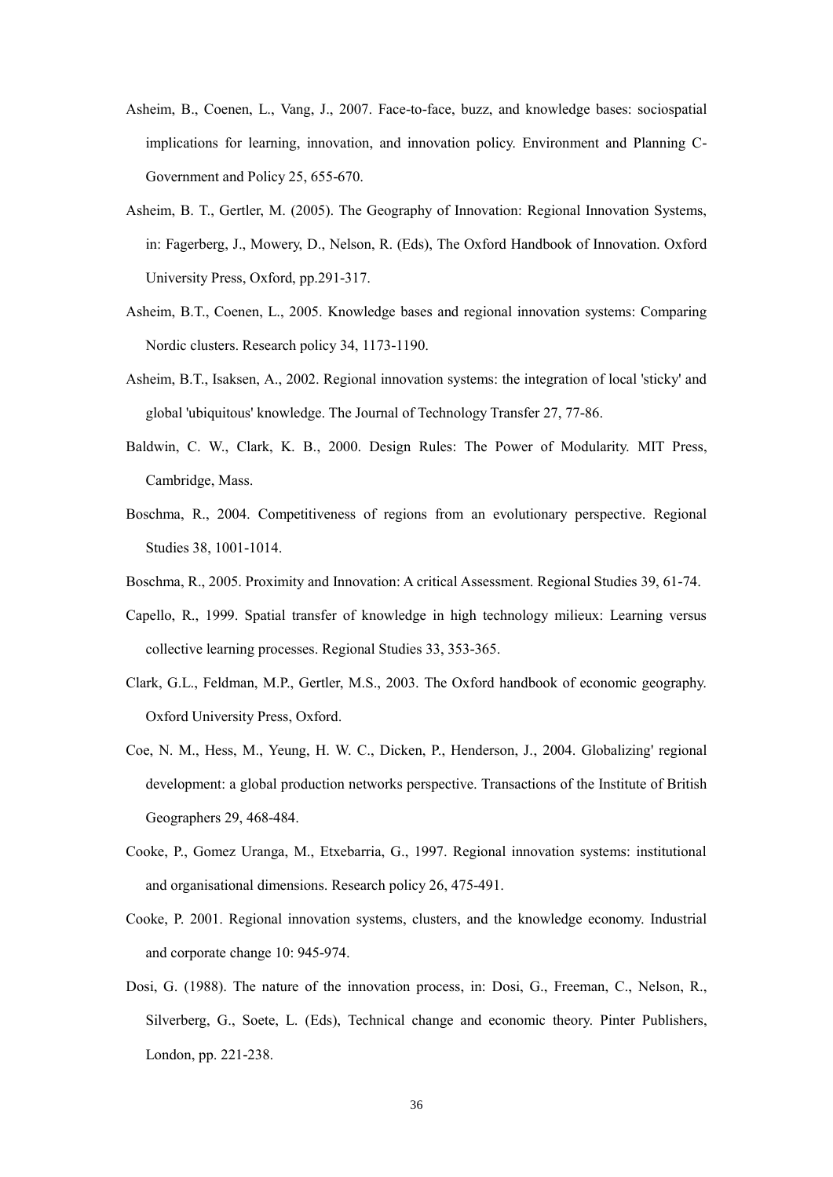Asheim, B., Coenen, L., Vang, J., 2007. Face-to-face, buzz, and knowledge bases: sociospatial implications for learning, innovation, and innovation policy. Environment and Planning C-Government and Policy 25, 655-670.

Asheim, B. T., Gertler, M. (2005). The Geography of Innovation: Regional Innovation Systems, in: Fagerberg, J., Mowery, D., Nelson, R. (Eds), The Oxford Handbook of Innovation. Oxford University Press, Oxford, pp.291-317.

Asheim, B.T., Coenen, L., 2005. Knowledge bases and regional innovation systems: Comparing Nordic clusters. Research policy 34, 1173-1190.

Asheim, B.T., Isaksen, A., 2002. Regional innovation systems: the integration of local 'sticky' and global 'ubiquitous' knowledge. The Journal of Technology Transfer 27, 77-86.

Baldwin, C. W., Clark, K. B., 2000. Design Rules: The Power of Modularity. MIT Press, Cambridge, Mass.

Boschma, R., 2004. Competitiveness of regions from an evolutionary perspective. Regional Studies 38, 1001-1014.

Boschma, R., 2005. Proximity and Innovation: A critical Assessment. Regional Studies 39, 61-74.

Capello, R., 1999. Spatial transfer of knowledge in high technology milieux: Learning versus collective learning processes. Regional Studies 33, 353-365.

Clark, G.L., Feldman, M.P., Gertler, M.S., 2003. The Oxford handbook of economic geography. Oxford University Press, Oxford.

Coe, N. M., Hess, M., Yeung, H. W. C., Dicken, P., Henderson, J., 2004. Globalizing' regional development: a global production networks perspective. Transactions of the Institute of British Geographers 29, 468-484.

Cooke, P., Gomez Uranga, M., Etxebarria, G., 1997. Regional innovation systems: institutional and organisational dimensions. Research policy 26, 475-491.

Cooke, P. 2001. Regional innovation systems, clusters, and the knowledge economy. Industrial and corporate change 10: 945-974.

Dosi, G. (1988). The nature of the innovation process, in: Dosi, G., Freeman, C., Nelson, R., Silverberg, G., Soete, L. (Eds), Technical change and economic theory. Pinter Publishers, London, pp. 221-238.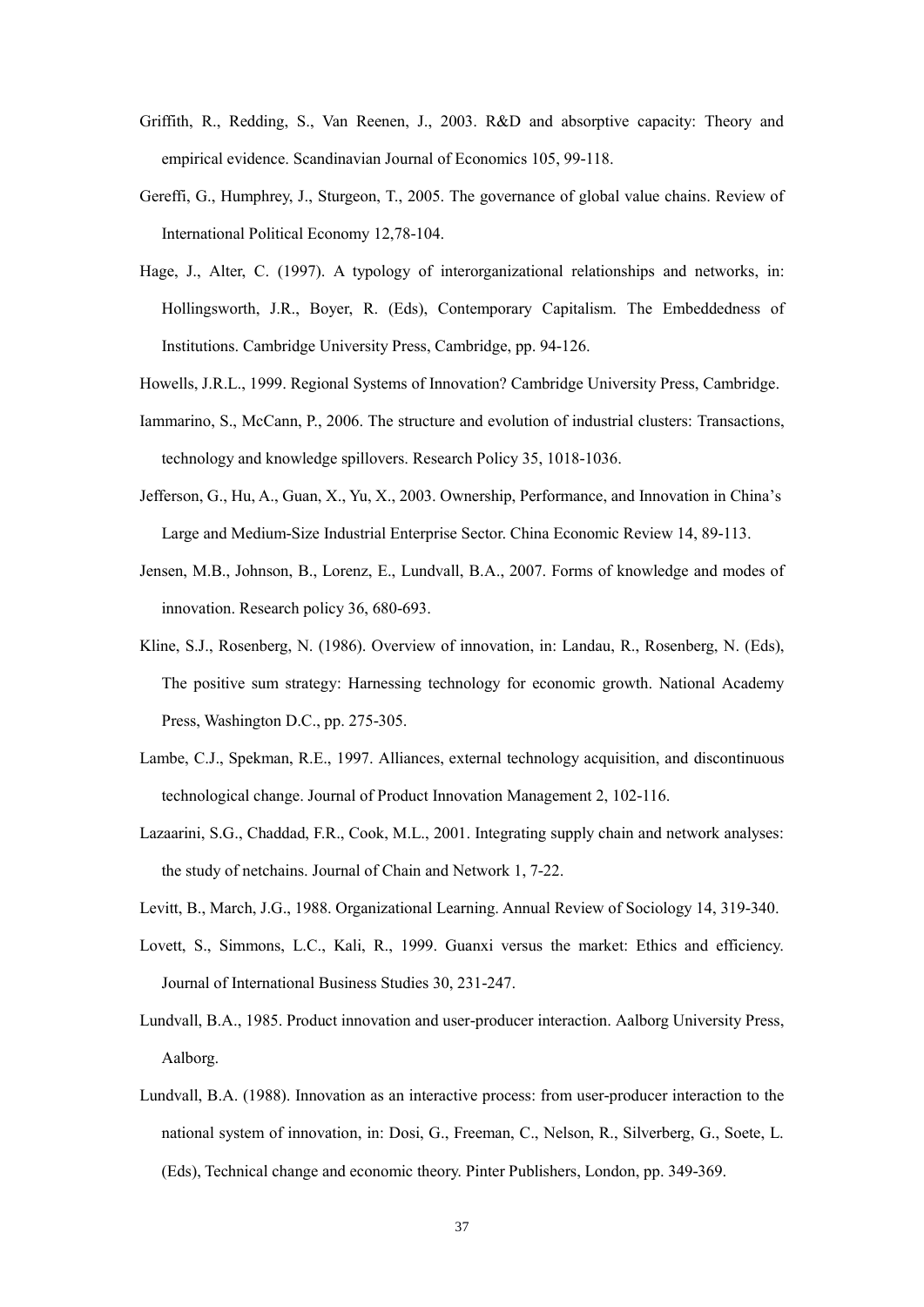Griffith, R., Redding, S., Van Reenen, J., 2003. R&D and absorptive capacity: Theory and empirical evidence. Scandinavian Journal of Economics 105, 99-118.

Gereffi, G., Humphrey, J., Sturgeon, T., 2005. The governance of global value chains. Review of International Political Economy 12,78-104.

Hage, J., Alter, C. (1997). A typology of interorganizational relationships and networks, in: Hollingsworth, J.R., Boyer, R. (Eds), Contemporary Capitalism. The Embeddedness of Institutions. Cambridge University Press, Cambridge, pp. 94-126.

Howells, J.R.L., 1999. Regional Systems of Innovation? Cambridge University Press, Cambridge.

Iammarino, S., McCann, P., 2006. The structure and evolution of industrial clusters: Transactions, technology and knowledge spillovers. Research Policy 35, 1018-1036.

Jefferson, G., Hu, A., Guan, X., Yu, X., 2003. Ownership, Performance, and Innovation in China's Large and Medium-Size Industrial Enterprise Sector. China Economic Review 14, 89-113.

Jensen, M.B., Johnson, B., Lorenz, E., Lundvall, B.A., 2007. Forms of knowledge and modes of innovation. Research policy 36, 680-693.

Kline, S.J., Rosenberg, N. (1986). Overview of innovation, in: Landau, R., Rosenberg, N. (Eds), The positive sum strategy: Harnessing technology for economic growth. National Academy Press, Washington D.C., pp. 275-305.

Lambe, C.J., Spekman, R.E., 1997. Alliances, external technology acquisition, and discontinuous technological change. Journal of Product Innovation Management 2, 102-116.

Lazaarini, S.G., Chaddad, F.R., Cook, M.L., 2001. Integrating supply chain and network analyses: the study of netchains. Journal of Chain and Network 1, 7-22.

Levitt, B., March, J.G., 1988. Organizational Learning. Annual Review of Sociology 14, 319-340.

Lovett, S., Simmons, L.C., Kali, R., 1999. Guanxi versus the market: Ethics and efficiency. Journal of International Business Studies 30, 231-247.

Lundvall, B.A., 1985. Product innovation and user-producer interaction. Aalborg University Press, Aalborg.

Lundvall, B.A. (1988). Innovation as an interactive process: from user-producer interaction to the national system of innovation, in: Dosi, G., Freeman, C., Nelson, R., Silverberg, G., Soete, L. (Eds), Technical change and economic theory. Pinter Publishers, London, pp. 349-369.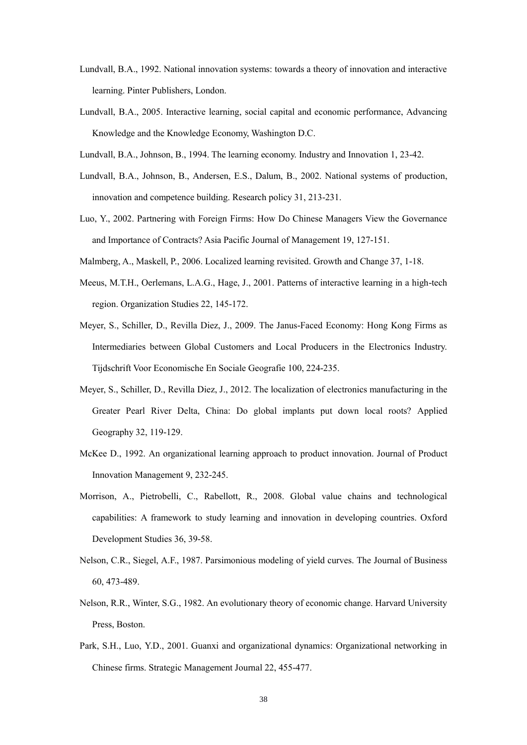Lundvall, B.A., 1992. National innovation systems: towards a theory of innovation and interactive learning. Pinter Publishers, London.

Lundvall, B.A., 2005. Interactive learning, social capital and economic performance, Advancing Knowledge and the Knowledge Economy, Washington D.C.

Lundvall, B.A., Johnson, B., 1994. The learning economy. Industry and Innovation 1, 23-42.

Lundvall, B.A., Johnson, B., Andersen, E.S., Dalum, B., 2002. National systems of production, innovation and competence building. Research policy 31, 213-231.

Luo, Y., 2002. Partnering with Foreign Firms: How Do Chinese Managers View the Governance and Importance of Contracts? Asia Pacific Journal of Management 19, 127-151.

Malmberg, A., Maskell, P., 2006. Localized learning revisited. Growth and Change 37, 1-18.

Meeus, M.T.H., Oerlemans, L.A.G., Hage, J., 2001. Patterns of interactive learning in a high-tech region. Organization Studies 22, 145-172.

Meyer, S., Schiller, D., Revilla Diez, J., 2009. The Janus-Faced Economy: Hong Kong Firms as Intermediaries between Global Customers and Local Producers in the Electronics Industry. Tijdschrift Voor Economische En Sociale Geografie 100, 224-235.

Meyer, S., Schiller, D., Revilla Diez, J., 2012. The localization of electronics manufacturing in the Greater Pearl River Delta, China: Do global implants put down local roots? Applied Geography 32, 119-129.

McKee D., 1992. An organizational learning approach to product innovation. Journal of Product Innovation Management 9, 232-245.

Morrison, A., Pietrobelli, C., Rabellott, R., 2008. Global value chains and technological capabilities: A framework to study learning and innovation in developing countries. Oxford Development Studies 36, 39-58.

Nelson, C.R., Siegel, A.F., 1987. Parsimonious modeling of yield curves. The Journal of Business 60, 473-489.

Nelson, R.R., Winter, S.G., 1982. An evolutionary theory of economic change. Harvard University Press, Boston.

Park, S.H., Luo, Y.D., 2001. Guanxi and organizational dynamics: Organizational networking in Chinese firms. Strategic Management Journal 22, 455-477.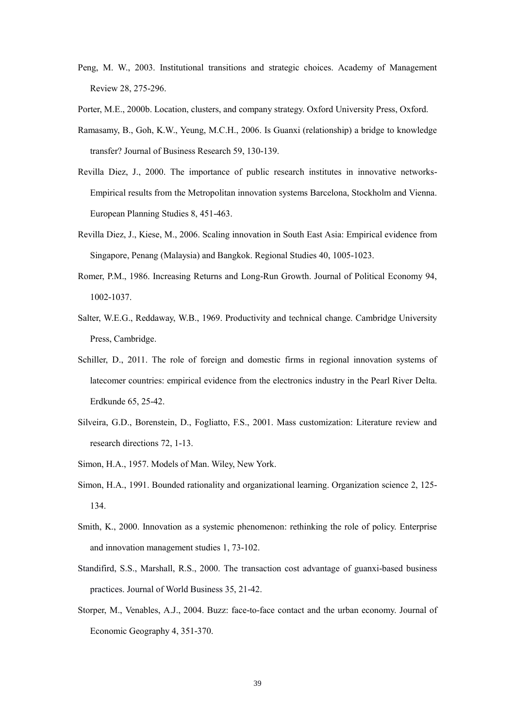Peng, M. W., 2003. Institutional transitions and strategic choices. Academy of Management Review 28, 275-296.

Porter, M.E., 2000b. Location, clusters, and company strategy. Oxford University Press, Oxford.

Ramasamy, B., Goh, K.W., Yeung, M.C.H., 2006. Is Guanxi (relationship) a bridge to knowledge transfer? Journal of Business Research 59, 130-139.

Revilla Diez, J., 2000. The importance of public research institutes in innovative networks-Empirical results from the Metropolitan innovation systems Barcelona, Stockholm and Vienna. European Planning Studies 8, 451-463.

Revilla Diez, J., Kiese, M., 2006. Scaling innovation in South East Asia: Empirical evidence from Singapore, Penang (Malaysia) and Bangkok. Regional Studies 40, 1005-1023.

Romer, P.M., 1986. Increasing Returns and Long-Run Growth. Journal of Political Economy 94, 1002-1037.

Salter, W.E.G., Reddaway, W.B., 1969. Productivity and technical change. Cambridge University Press, Cambridge.

Schiller, D., 2011. The role of foreign and domestic firms in regional innovation systems of latecomer countries: empirical evidence from the electronics industry in the Pearl River Delta. Erdkunde 65, 25-42.

Silveira, G.D., Borenstein, D., Fogliatto, F.S., 2001. Mass customization: Literature review and research directions 72, 1-13.

Simon, H.A., 1957. Models of Man. Wiley, New York.

Simon, H.A., 1991. Bounded rationality and organizational learning. Organization science 2, 125-134.

Smith, K., 2000. Innovation as a systemic phenomenon: rethinking the role of policy. Enterprise and innovation management studies 1, 73-102.

Standifird, S.S., Marshall, R.S., 2000. The transaction cost advantage of guanxi-based business practices. Journal of World Business 35, 21-42.

Storper, M., Venables, A.J., 2004. Buzz: face-to-face contact and the urban economy. Journal of Economic Geography 4, 351-370.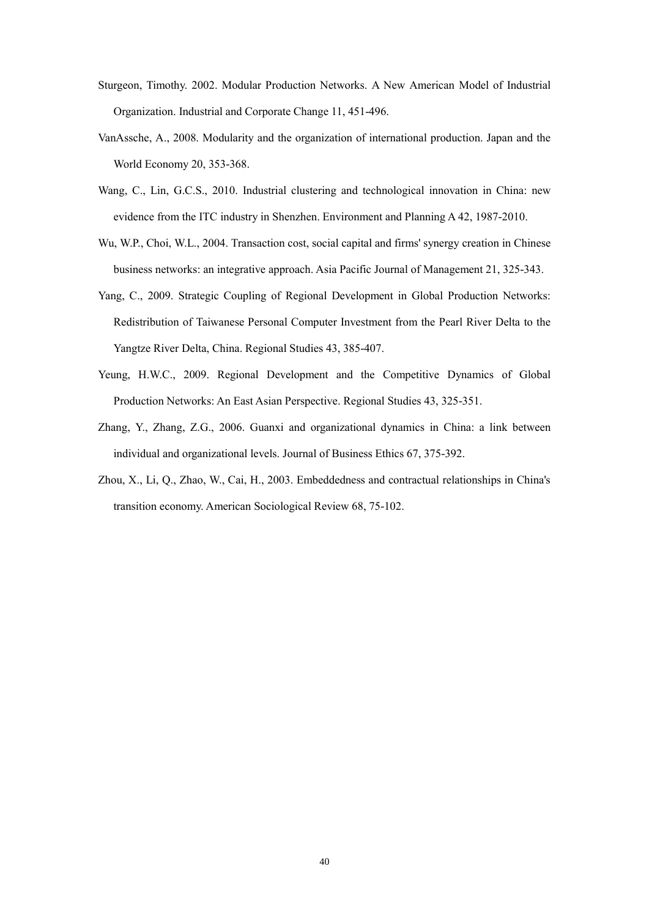Sturgeon, Timothy. 2002. Modular Production Networks. A New American Model of Industrial Organization. Industrial and Corporate Change 11, 451-496.

VanAssche, A., 2008. Modularity and the organization of international production. Japan and the World Economy 20, 353-368.

Wang, C., Lin, G.C.S., 2010. Industrial clustering and technological innovation in China: new evidence from the ITC industry in Shenzhen. Environment and Planning A 42, 1987-2010.

Wu, W.P., Choi, W.L., 2004. Transaction cost, social capital and firms' synergy creation in Chinese business networks: an integrative approach. Asia Pacific Journal of Management 21, 325-343.

Yang, C., 2009. Strategic Coupling of Regional Development in Global Production Networks: Redistribution of Taiwanese Personal Computer Investment from the Pearl River Delta to the Yangtze River Delta, China. Regional Studies 43, 385-407.

Yeung, H.W.C., 2009. Regional Development and the Competitive Dynamics of Global Production Networks: An East Asian Perspective. Regional Studies 43, 325-351.

Zhang, Y., Zhang, Z.G., 2006. Guanxi and organizational dynamics in China: a link between individual and organizational levels. Journal of Business Ethics 67, 375-392.

Zhou, X., Li, Q., Zhao, W., Cai, H., 2003. Embeddedness and contractual relationships in China's transition economy. American Sociological Review 68, 75-102.